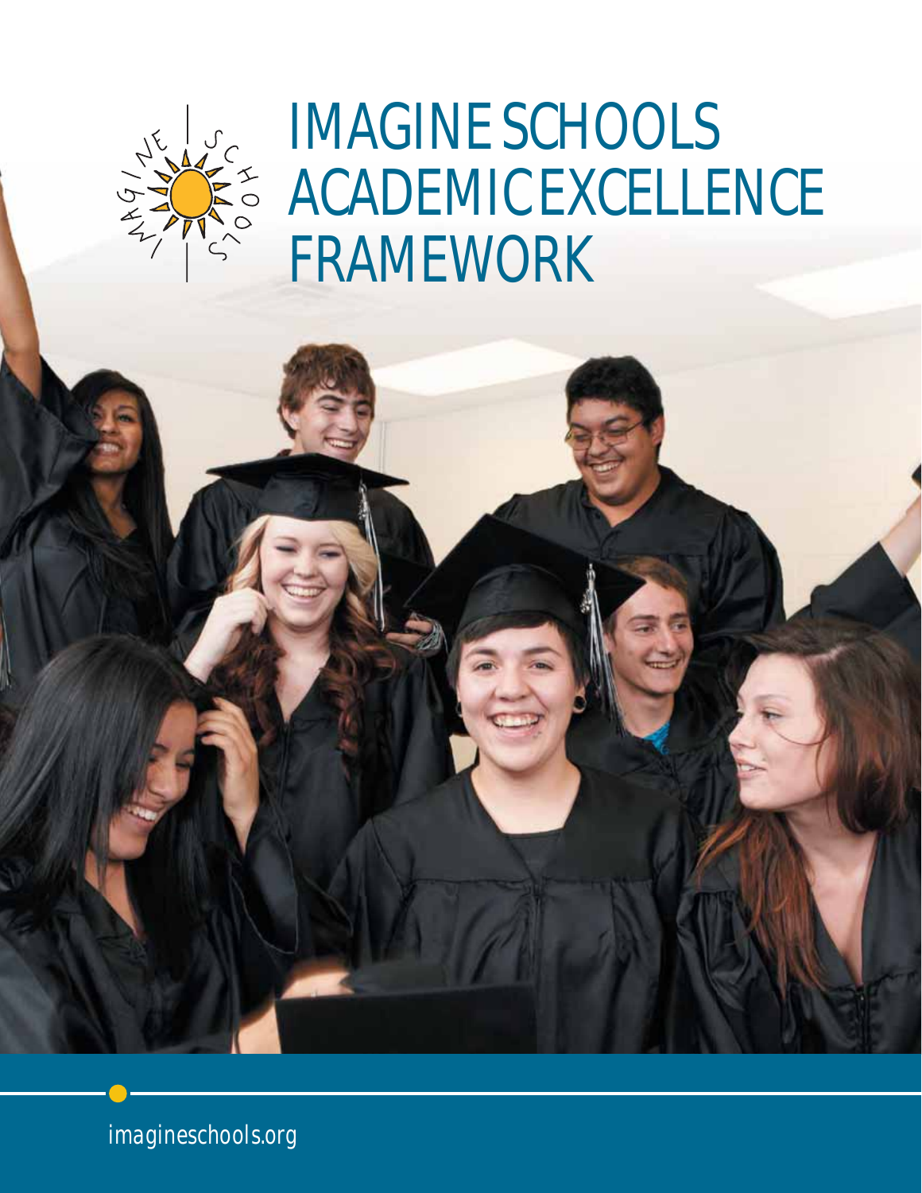# IMAGINE SCHOOLS ACADEMIC EXCELLENCE FRAMEWORK

imagineschools.org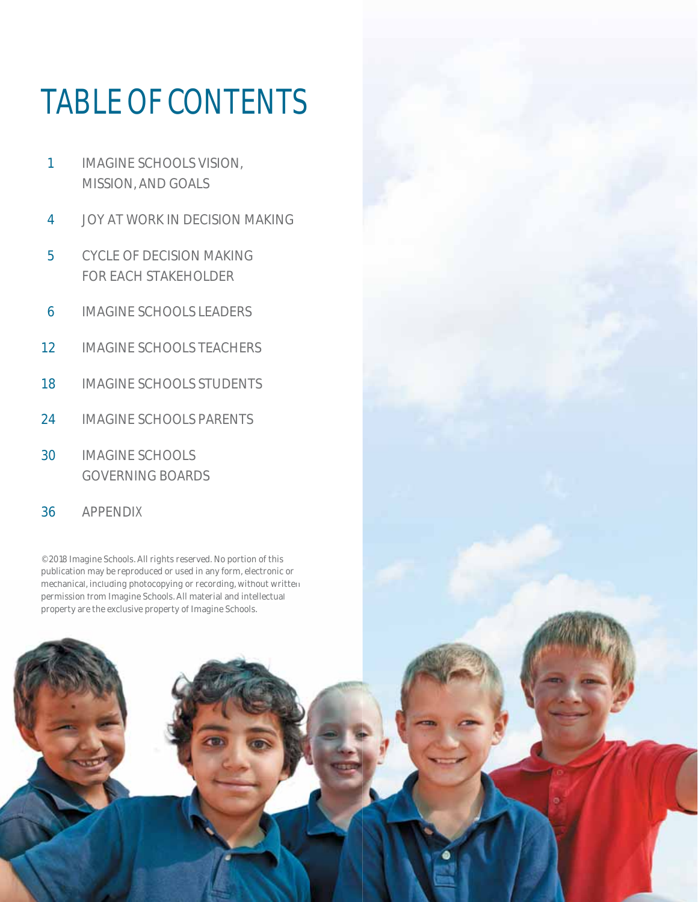# TABLE OF CONTENTS

| | |
|---|---|
| 1 | IMAGINE SCHOOLS VISION, MISSION, AND GOALS |
| 4 | JOY AT WORK IN DECISION MAKING |
| 5 | CYCLE OF DECISION MAKING FOR EACH STAKEHOLDER |
| 6 | IMAGINE SCHOOLS LEADERS |
| 12 | IMAGINE SCHOOLS TEACHERS |
| 18 | IMAGINE SCHOOLS STUDENTS |
| 24 | IMAGINE SCHOOLS PARENTS |
| 30 | IMAGINE SCHOOLS GOVERNING BOARDS |
| 36 | APPENDIX |

©2018 Imagine Schools. All rights reserved. No portion of this publication may be reproduced or used in any form, electronic or mechanical, including photocopying or recording, without written permission from Imagine Schools. All material and intellectual property are the exclusive property of Imagine Schools.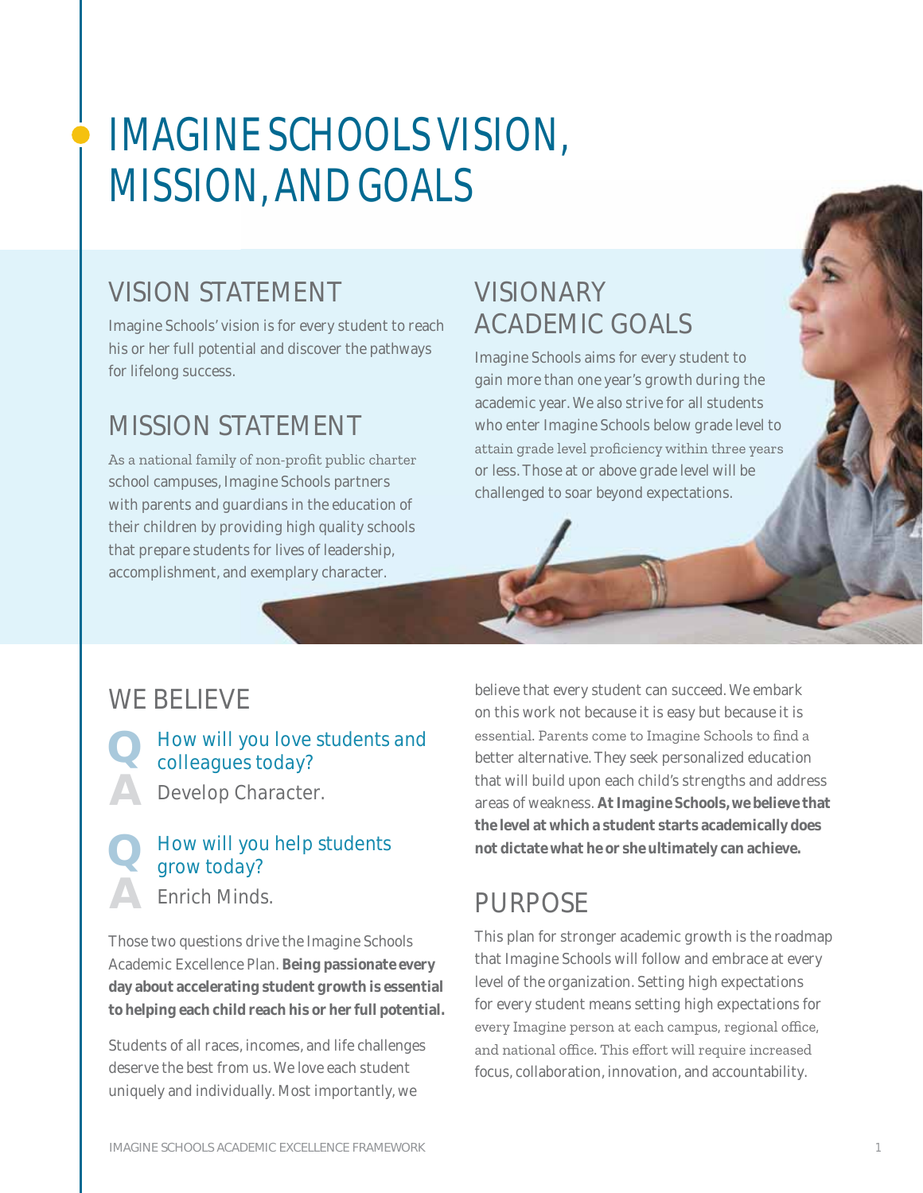# IMAGINE SCHOOLS VISION, MISSION, AND GOALS

## VISION STATEMENT

Imagine Schools' vision is for every student to reach his or her full potential and discover the pathways for lifelong success.

## MISSION STATEMENT

As a national family of non-profit public charter school campuses, Imagine Schools partners with parents and guardians in the education of their children by providing high quality schools that prepare students for lives of leadership, accomplishment, and exemplary character.

## VISIONARY ACADEMIC GOALS

Imagine Schools aims for every student to gain more than one year's growth during the academic year. We also strive for all students who enter Imagine Schools below grade level to attain grade level proficiency within three years or less. Those at or above grade level will be challenged to soar beyond expectations.

## WE BELIEVE

**Q** How will you love students and colleagues today?

**A** Develop Character.

**Q** How will you help students grow today?

**A** Enrich Minds.

Those two questions drive the Imagine Schools Academic Excellence Plan. **Being passionate every day about accelerating student growth is essential to helping each child reach his or her full potential.**

Students of all races, incomes, and life challenges deserve the best from us. We love each student uniquely and individually. Most importantly, we believe that every student can succeed. We embark on this work not because it is easy but because it is essential. Parents come to Imagine Schools to find a better alternative. They seek personalized education that will build upon each child's strengths and address areas of weakness. **At Imagine Schools, we believe that the level at which a student starts academically does not dictate what he or she ultimately can achieve.**

## PURPOSE

This plan for stronger academic growth is the roadmap that Imagine Schools will follow and embrace at every level of the organization. Setting high expectations for every student means setting high expectations for every Imagine person at each campus, regional office, and national office. This effort will require increased focus, collaboration, innovation, and accountability.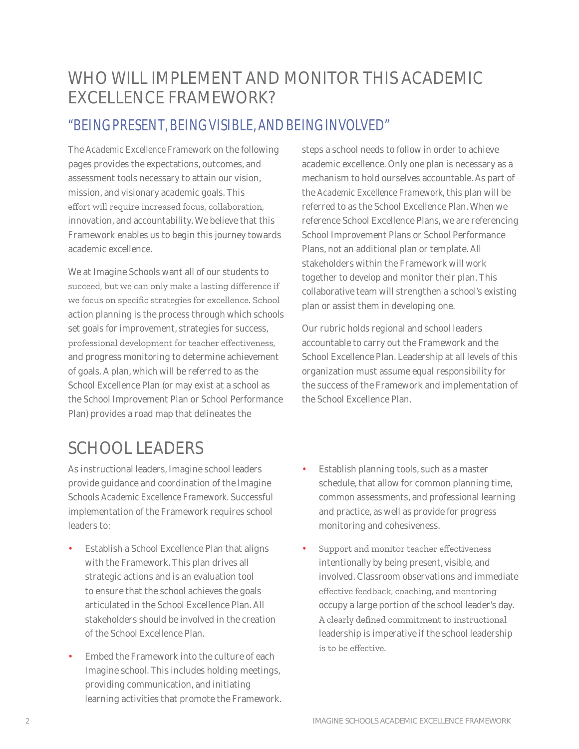# WHO WILL IMPLEMENT AND MONITOR THIS ACADEMIC EXCELLENCE FRAMEWORK?

## "BEING PRESENT, BEING VISIBLE, AND BEING INVOLVED"

The *Academic Excellence Framework* on the following pages provides the expectations, outcomes, and assessment tools necessary to attain our vision, mission, and visionary academic goals. This effort will require increased focus, collaboration, innovation, and accountability. We believe that this Framework enables us to begin this journey towards academic excellence.

We at Imagine Schools want all of our students to succeed, but we can only make a lasting difference if we focus on specific strategies for excellence. School action planning is the process through which schools set goals for improvement, strategies for success, professional development for teacher effectiveness, and progress monitoring to determine achievement of goals. A plan, which will be referred to as the School Excellence Plan (or may exist at a school as the School Improvement Plan or School Performance Plan) provides a road map that delineates the steps a school needs to follow in order to achieve academic excellence. Only one plan is necessary as a mechanism to hold ourselves accountable. As part of the *Academic Excellence Framework*, this plan will be referred to as the School Excellence Plan. When we reference School Excellence Plans, we are referencing School Improvement Plans or School Performance Plans, not an additional plan or template. All stakeholders within the Framework will work together to develop and monitor their plan. This collaborative team will strengthen a school's existing plan or assist them in developing one.

Our rubric holds regional and school leaders accountable to carry out the Framework and the School Excellence Plan. Leadership at all levels of this organization must assume equal responsibility for the success of the Framework and implementation of the School Excellence Plan.

# SCHOOL LEADERS

As instructional leaders, Imagine school leaders provide guidance and coordination of the Imagine Schools *Academic Excellence Framework*. Successful implementation of the Framework requires school leaders to:

- Establish a School Excellence Plan that aligns with the Framework. This plan drives all strategic actions and is an evaluation tool to ensure that the school achieves the goals articulated in the School Excellence Plan. All stakeholders should be involved in the creation of the School Excellence Plan.
- Embed the Framework into the culture of each Imagine school. This includes holding meetings, providing communication, and initiating learning activities that promote the Framework.
- Establish planning tools, such as a master schedule, that allow for common planning time, common assessments, and professional learning and practice, as well as provide for progress monitoring and cohesiveness.
- Support and monitor teacher effectiveness intentionally by being present, visible, and involved. Classroom observations and immediate effective feedback, coaching, and mentoring occupy a large portion of the school leader's day. A clearly defined commitment to instructional leadership is imperative if the school leadership is to be effective.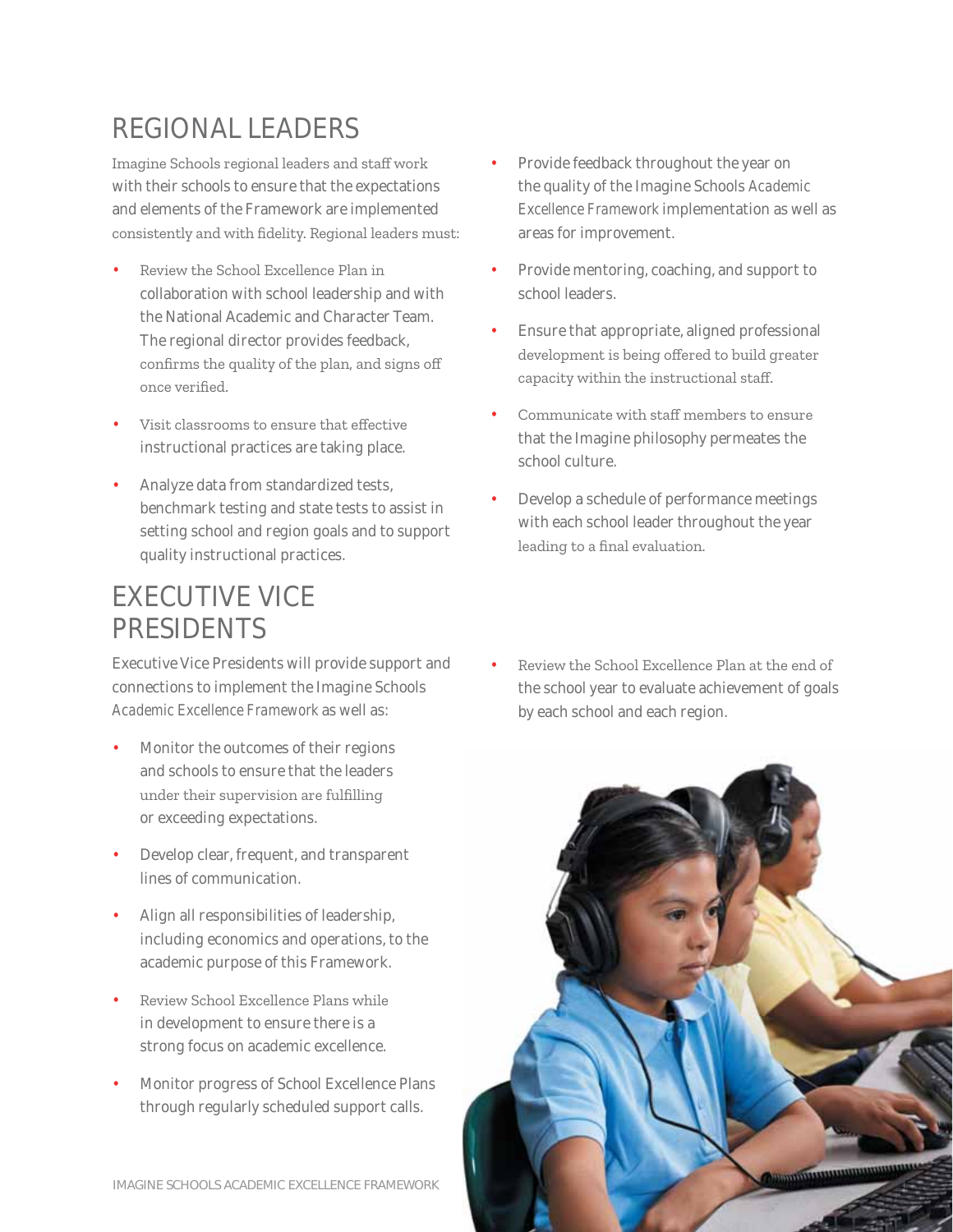## REGIONAL LEADERS

Imagine Schools regional leaders and staff work with their schools to ensure that the expectations and elements of the Framework are implemented consistently and with fidelity. Regional leaders must:

- Review the School Excellence Plan in collaboration with school leadership and with the National Academic and Character Team. The regional director provides feedback, confirms the quality of the plan, and signs off once verified.
- Visit classrooms to ensure that effective instructional practices are taking place.
- Analyze data from standardized tests, benchmark testing and state tests to assist in setting school and region goals and to support quality instructional practices.
- Provide feedback throughout the year on the quality of the Imagine Schools *Academic Excellence Framework* implementation as well as areas for improvement.
- Provide mentoring, coaching, and support to school leaders.
- Ensure that appropriate, aligned professional development is being offered to build greater capacity within the instructional staff.
- Communicate with staff members to ensure that the Imagine philosophy permeates the school culture.
- Develop a schedule of performance meetings with each school leader throughout the year leading to a final evaluation.

## EXECUTIVE VICE PRESIDENTS

Executive Vice Presidents will provide support and connections to implement the Imagine Schools *Academic Excellence Framework* as well as:

- Monitor the outcomes of their regions and schools to ensure that the leaders under their supervision are fulfilling or exceeding expectations.
- Develop clear, frequent, and transparent lines of communication.
- Align all responsibilities of leadership, including economics and operations, to the academic purpose of this Framework.
- Review School Excellence Plans while in development to ensure there is a strong focus on academic excellence.
- Monitor progress of School Excellence Plans through regularly scheduled support calls.
- Review the School Excellence Plan at the end of the school year to evaluate achievement of goals by each school and each region.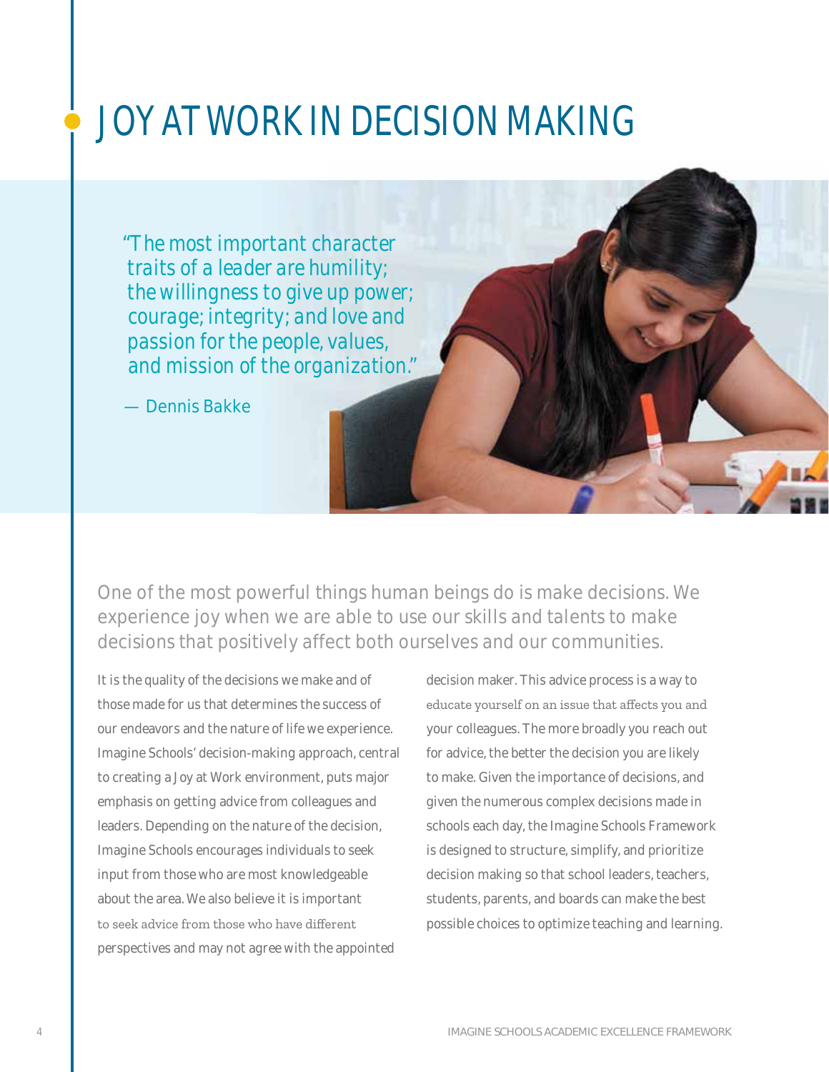# JOY AT WORK IN DECISION MAKING

*"The most important character traits of a leader are humility; the willingness to give up power; courage; integrity; and love and passion for the people, values, and mission of the organization."*

— Dennis Bakke

One of the most powerful things human beings do is make decisions. We experience joy when we are able to use our skills and talents to make decisions that positively affect both ourselves and our communities.

It is the quality of the decisions we make and of those made for us that determines the success of our endeavors and the nature of life we experience. Imagine Schools' decision-making approach, central to creating a Joy at Work environment, puts major emphasis on getting advice from colleagues and leaders. Depending on the nature of the decision, Imagine Schools encourages individuals to seek input from those who are most knowledgeable about the area. We also believe it is important to seek advice from those who have different perspectives and may not agree with the appointed decision maker. This advice process is a way to educate yourself on an issue that affects you and your colleagues. The more broadly you reach out for advice, the better the decision you are likely to make. Given the importance of decisions, and given the numerous complex decisions made in schools each day, the Imagine Schools Framework is designed to structure, simplify, and prioritize decision making so that school leaders, teachers, students, parents, and boards can make the best possible choices to optimize teaching and learning.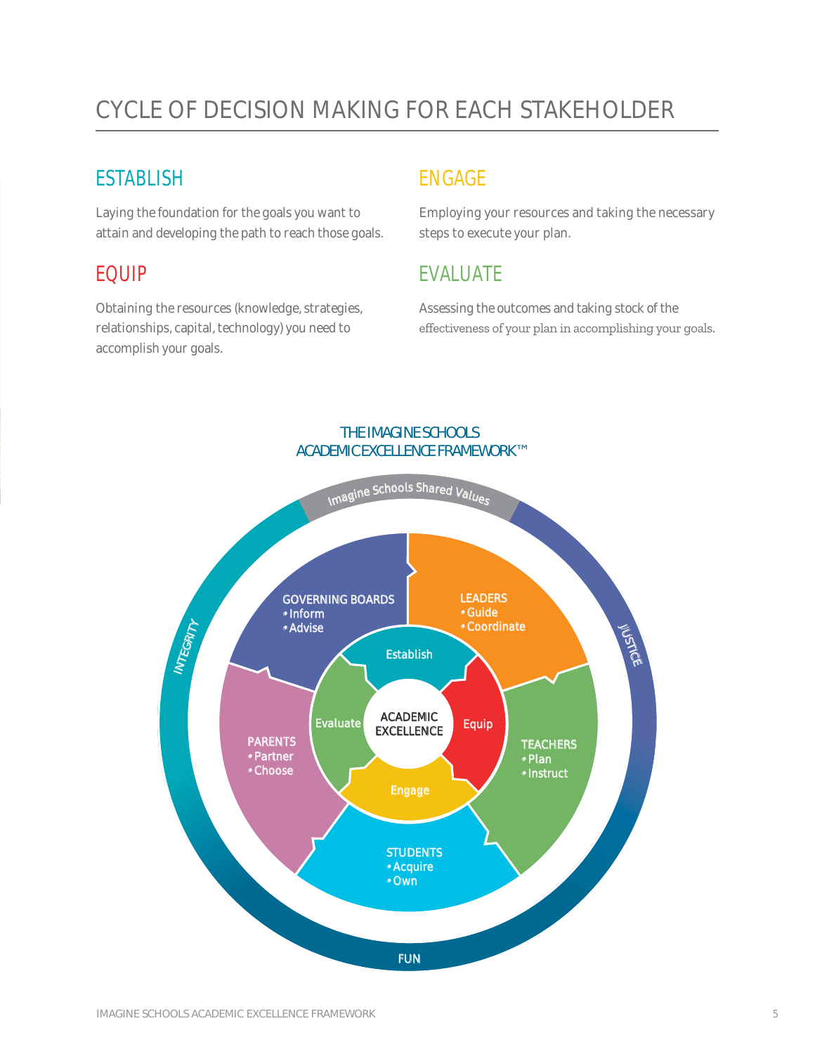# CYCLE OF DECISION MAKING FOR EACH STAKEHOLDER

## ESTABLISH

Laying the foundation for the goals you want to attain and developing the path to reach those goals.

## EQUIP

Obtaining the resources (knowledge, strategies, relationships, capital, technology) you need to accomplish your goals.

## ENGAGE

Employing your resources and taking the necessary steps to execute your plan.

## EVALUATE

Assessing the outcomes and taking stock of the effectiveness of your plan in accomplishing your goals.

THE IMAGINE SCHOOLS
ACADEMIC EXCELLENCE FRAMEWORK™

Imagine Schools Shared Values

INTEGRITY

JUSTICE

FUN

GOVERNING BOARDS
- Inform
- Advise

LEADERS
- Guide
- Coordinate

TEACHERS
- Plan
- Instruct

STUDENTS
- Acquire
- Own

PARENTS
- Partner
- Choose

Establish

Equip

Engage

Evaluate

ACADEMIC EXCELLENCE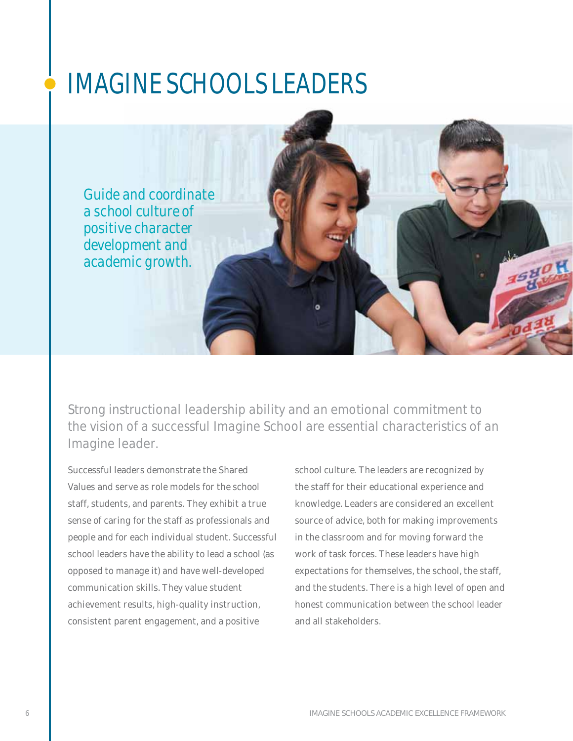# IMAGINE SCHOOLS LEADERS

Guide and coordinate a school culture of positive character development and academic growth.

Strong instructional leadership ability and an emotional commitment to the vision of a successful Imagine School are essential characteristics of an Imagine leader.

Successful leaders demonstrate the Shared Values and serve as role models for the school staff, students, and parents. They exhibit a true sense of caring for the staff as professionals and people and for each individual student. Successful school leaders have the ability to lead a school (as opposed to manage it) and have well-developed communication skills. They value student achievement results, high-quality instruction, consistent parent engagement, and a positive school culture. The leaders are recognized by the staff for their educational experience and knowledge. Leaders are considered an excellent source of advice, both for making improvements in the classroom and for moving forward the work of task forces. These leaders have high expectations for themselves, the school, the staff, and the students. There is a high level of open and honest communication between the school leader and all stakeholders.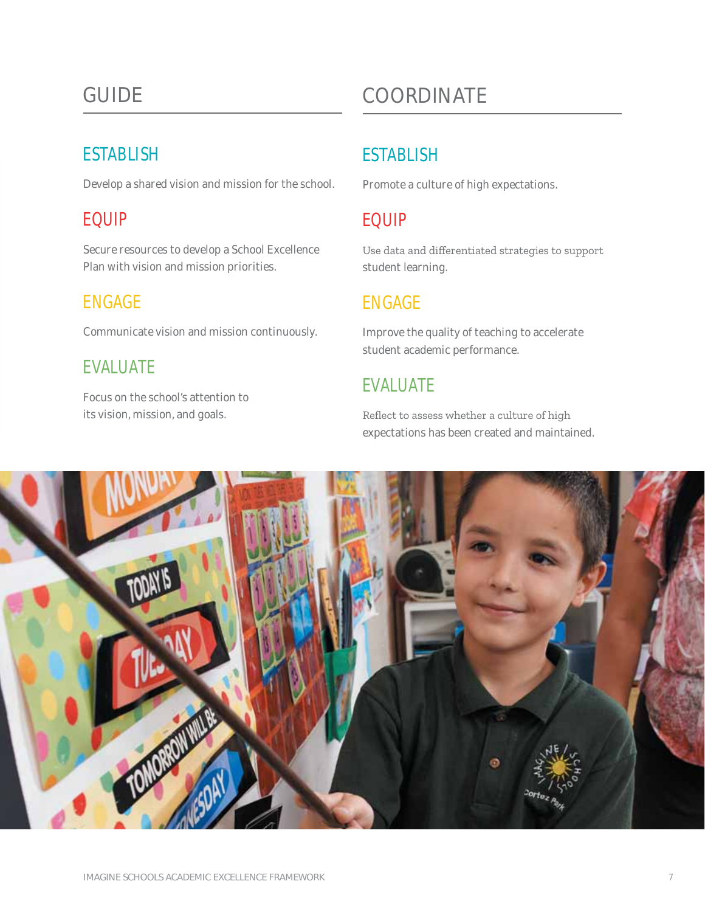## GUIDE

### ESTABLISH

Develop a shared vision and mission for the school.

### EQUIP

Secure resources to develop a School Excellence Plan with vision and mission priorities.

### ENGAGE

Communicate vision and mission continuously.

### EVALUATE

Focus on the school's attention to its vision, mission, and goals.

## COORDINATE

### ESTABLISH

Promote a culture of high expectations.

### EQUIP

Use data and differentiated strategies to support student learning.

### ENGAGE

Improve the quality of teaching to accelerate student academic performance.

### EVALUATE

Reflect to assess whether a culture of high expectations has been created and maintained.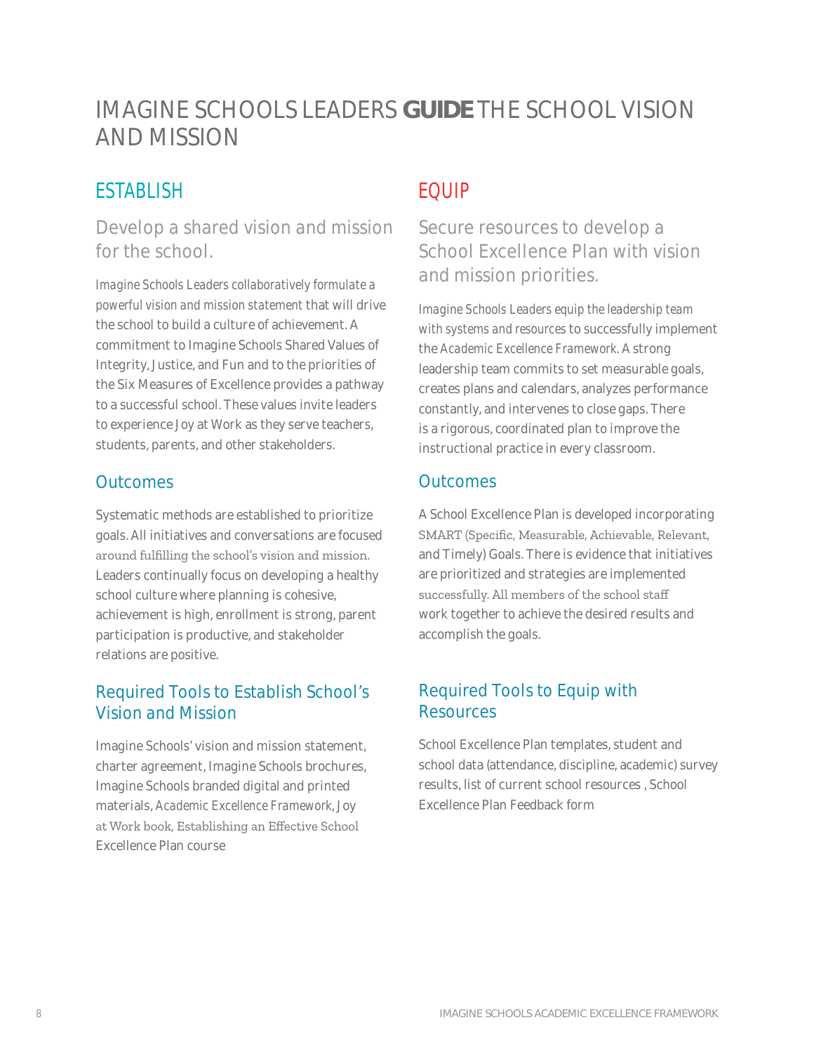# IMAGINE SCHOOLS LEADERS **GUIDE** THE SCHOOL VISION AND MISSION

## ESTABLISH

### Develop a shared vision and mission for the school.

*Imagine Schools Leaders collaboratively formulate a powerful vision and mission statement* that will drive the school to build a culture of achievement. A commitment to Imagine Schools Shared Values of Integrity, Justice, and Fun and to the priorities of the Six Measures of Excellence provides a pathway to a successful school. These values invite leaders to experience Joy at Work as they serve teachers, students, parents, and other stakeholders.

### Outcomes

Systematic methods are established to prioritize goals. All initiatives and conversations are focused around fulfilling the school's vision and mission. Leaders continually focus on developing a healthy school culture where planning is cohesive, achievement is high, enrollment is strong, parent participation is productive, and stakeholder relations are positive.

### Required Tools to Establish School's Vision and Mission

Imagine Schools' vision and mission statement, charter agreement, Imagine Schools brochures, Imagine Schools branded digital and printed materials, *Academic Excellence Framework*, Joy at Work book, Establishing an Effective School Excellence Plan course

## EQUIP

### Secure resources to develop a School Excellence Plan with vision and mission priorities.

*Imagine Schools Leaders equip the leadership team with systems and resources* to successfully implement the *Academic Excellence Framework*. A strong leadership team commits to set measurable goals, creates plans and calendars, analyzes performance constantly, and intervenes to close gaps. There is a rigorous, coordinated plan to improve the instructional practice in every classroom.

### Outcomes

A School Excellence Plan is developed incorporating SMART (Specific, Measurable, Achievable, Relevant, and Timely) Goals. There is evidence that initiatives are prioritized and strategies are implemented successfully. All members of the school staff work together to achieve the desired results and accomplish the goals.

### Required Tools to Equip with Resources

School Excellence Plan templates, student and school data (attendance, discipline, academic) survey results, list of current school resources , School Excellence Plan Feedback form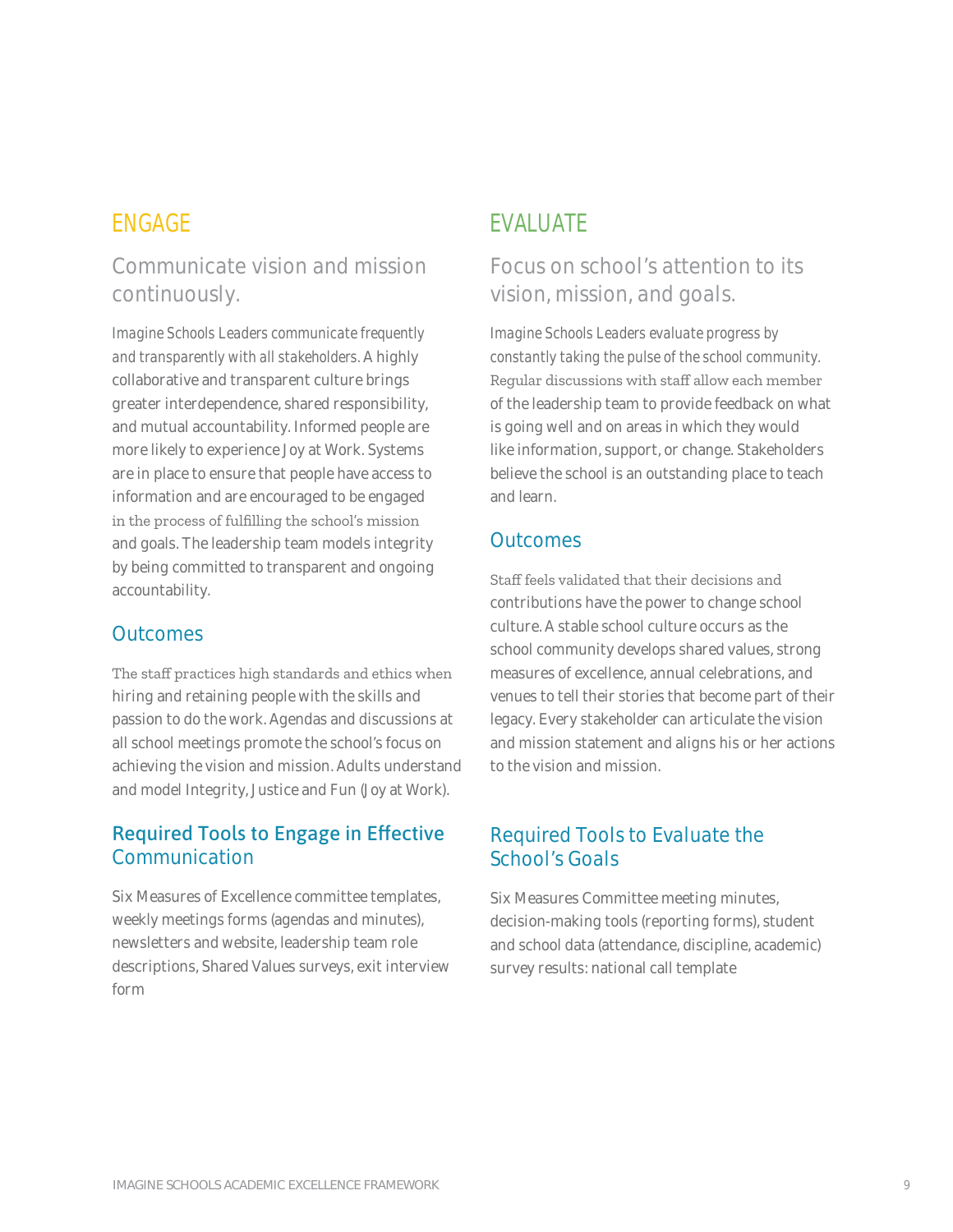## ENGAGE

### Communicate vision and mission continuously.

*Imagine Schools Leaders communicate frequently and transparently with all stakeholders.* A highly collaborative and transparent culture brings greater interdependence, shared responsibility, and mutual accountability. Informed people are more likely to experience Joy at Work. Systems are in place to ensure that people have access to information and are encouraged to be engaged in the process of fulfilling the school's mission and goals. The leadership team models integrity by being committed to transparent and ongoing accountability.

#### Outcomes

The staff practices high standards and ethics when hiring and retaining people with the skills and passion to do the work. Agendas and discussions at all school meetings promote the school's focus on achieving the vision and mission. Adults understand and model Integrity, Justice and Fun (Joy at Work).

#### Required Tools to Engage in Effective Communication

Six Measures of Excellence committee templates, weekly meetings forms (agendas and minutes), newsletters and website, leadership team role descriptions, Shared Values surveys, exit interview form

## EVALUATE

### Focus on school's attention to its vision, mission, and goals.

*Imagine Schools Leaders evaluate progress by constantly taking the pulse of the school community.* Regular discussions with staff allow each member of the leadership team to provide feedback on what is going well and on areas in which they would like information, support, or change. Stakeholders believe the school is an outstanding place to teach and learn.

#### Outcomes

Staff feels validated that their decisions and contributions have the power to change school culture. A stable school culture occurs as the school community develops shared values, strong measures of excellence, annual celebrations, and venues to tell their stories that become part of their legacy. Every stakeholder can articulate the vision and mission statement and aligns his or her actions to the vision and mission.

#### Required Tools to Evaluate the School's Goals

Six Measures Committee meeting minutes, decision-making tools (reporting forms), student and school data (attendance, discipline, academic) survey results: national call template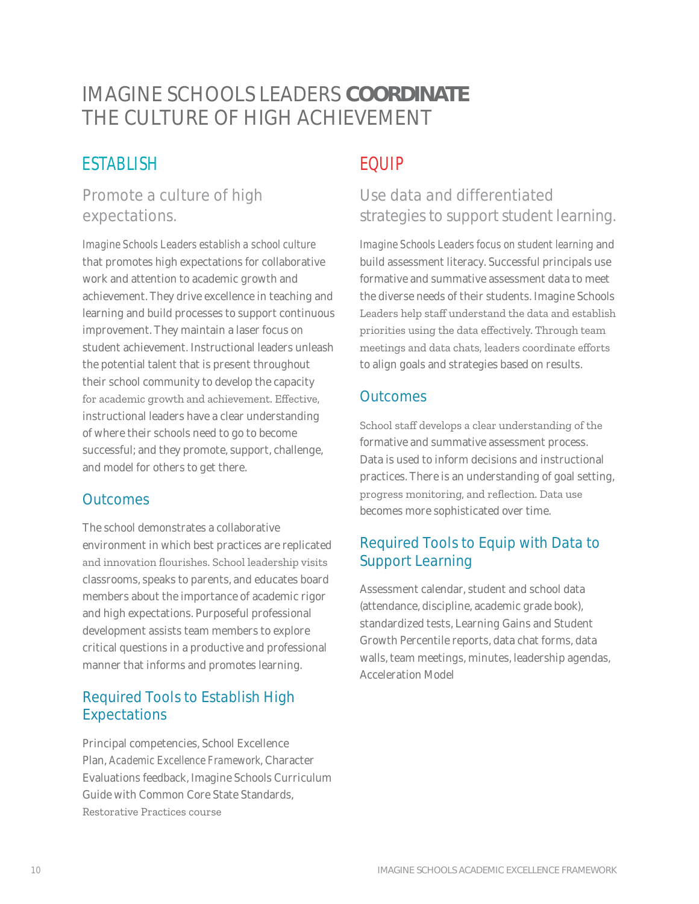# IMAGINE SCHOOLS LEADERS **COORDINATE** THE CULTURE OF HIGH ACHIEVEMENT

## ESTABLISH

### Promote a culture of high expectations.

*Imagine Schools Leaders establish a school culture* that promotes high expectations for collaborative work and attention to academic growth and achievement. They drive excellence in teaching and learning and build processes to support continuous improvement. They maintain a laser focus on student achievement. Instructional leaders unleash the potential talent that is present throughout their school community to develop the capacity for academic growth and achievement. Effective, instructional leaders have a clear understanding of where their schools need to go to become successful; and they promote, support, challenge, and model for others to get there.

### Outcomes

The school demonstrates a collaborative environment in which best practices are replicated and innovation flourishes. School leadership visits classrooms, speaks to parents, and educates board members about the importance of academic rigor and high expectations. Purposeful professional development assists team members to explore critical questions in a productive and professional manner that informs and promotes learning.

### Required Tools to Establish High Expectations

Principal competencies, School Excellence Plan, *Academic Excellence Framework*, Character Evaluations feedback, Imagine Schools Curriculum Guide with Common Core State Standards, Restorative Practices course

## EQUIP

### Use data and differentiated strategies to support student learning.

*Imagine Schools Leaders focus on student learning* and build assessment literacy. Successful principals use formative and summative assessment data to meet the diverse needs of their students. Imagine Schools Leaders help staff understand the data and establish priorities using the data effectively. Through team meetings and data chats, leaders coordinate efforts to align goals and strategies based on results.

### Outcomes

School staff develops a clear understanding of the formative and summative assessment process. Data is used to inform decisions and instructional practices. There is an understanding of goal setting, progress monitoring, and reflection. Data use becomes more sophisticated over time.

### Required Tools to Equip with Data to Support Learning

Assessment calendar, student and school data (attendance, discipline, academic grade book), standardized tests, Learning Gains and Student Growth Percentile reports, data chat forms, data walls, team meetings, minutes, leadership agendas, Acceleration Model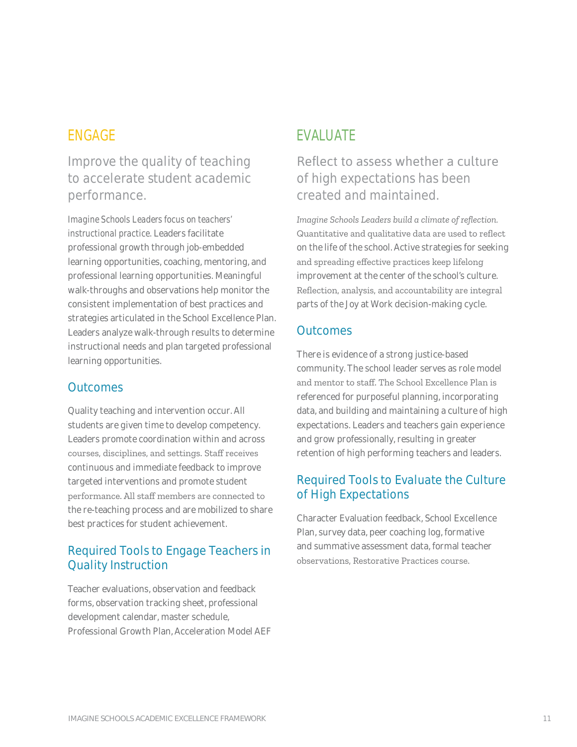## ENGAGE

### Improve the quality of teaching to accelerate student academic performance.

*Imagine Schools Leaders focus on teachers' instructional practice.* Leaders facilitate professional growth through job-embedded learning opportunities, coaching, mentoring, and professional learning opportunities. Meaningful walk-throughs and observations help monitor the consistent implementation of best practices and strategies articulated in the School Excellence Plan. Leaders analyze walk-through results to determine instructional needs and plan targeted professional learning opportunities.

### Outcomes

Quality teaching and intervention occur. All students are given time to develop competency. Leaders promote coordination within and across courses, disciplines, and settings. Staff receives continuous and immediate feedback to improve targeted interventions and promote student performance. All staff members are connected to the re-teaching process and are mobilized to share best practices for student achievement.

### Required Tools to Engage Teachers in Quality Instruction

Teacher evaluations, observation and feedback forms, observation tracking sheet, professional development calendar, master schedule, Professional Growth Plan, Acceleration Model AEF

## EVALUATE

### Reflect to assess whether a culture of high expectations has been created and maintained.

*Imagine Schools Leaders build a climate of reflection.* Quantitative and qualitative data are used to reflect on the life of the school. Active strategies for seeking and spreading effective practices keep lifelong improvement at the center of the school's culture. Reflection, analysis, and accountability are integral parts of the Joy at Work decision-making cycle.

### Outcomes

There is evidence of a strong justice-based community. The school leader serves as role model and mentor to staff. The School Excellence Plan is referenced for purposeful planning, incorporating data, and building and maintaining a culture of high expectations. Leaders and teachers gain experience and grow professionally, resulting in greater retention of high performing teachers and leaders.

### Required Tools to Evaluate the Culture of High Expectations

Character Evaluation feedback, School Excellence Plan, survey data, peer coaching log, formative and summative assessment data, formal teacher observations, Restorative Practices course.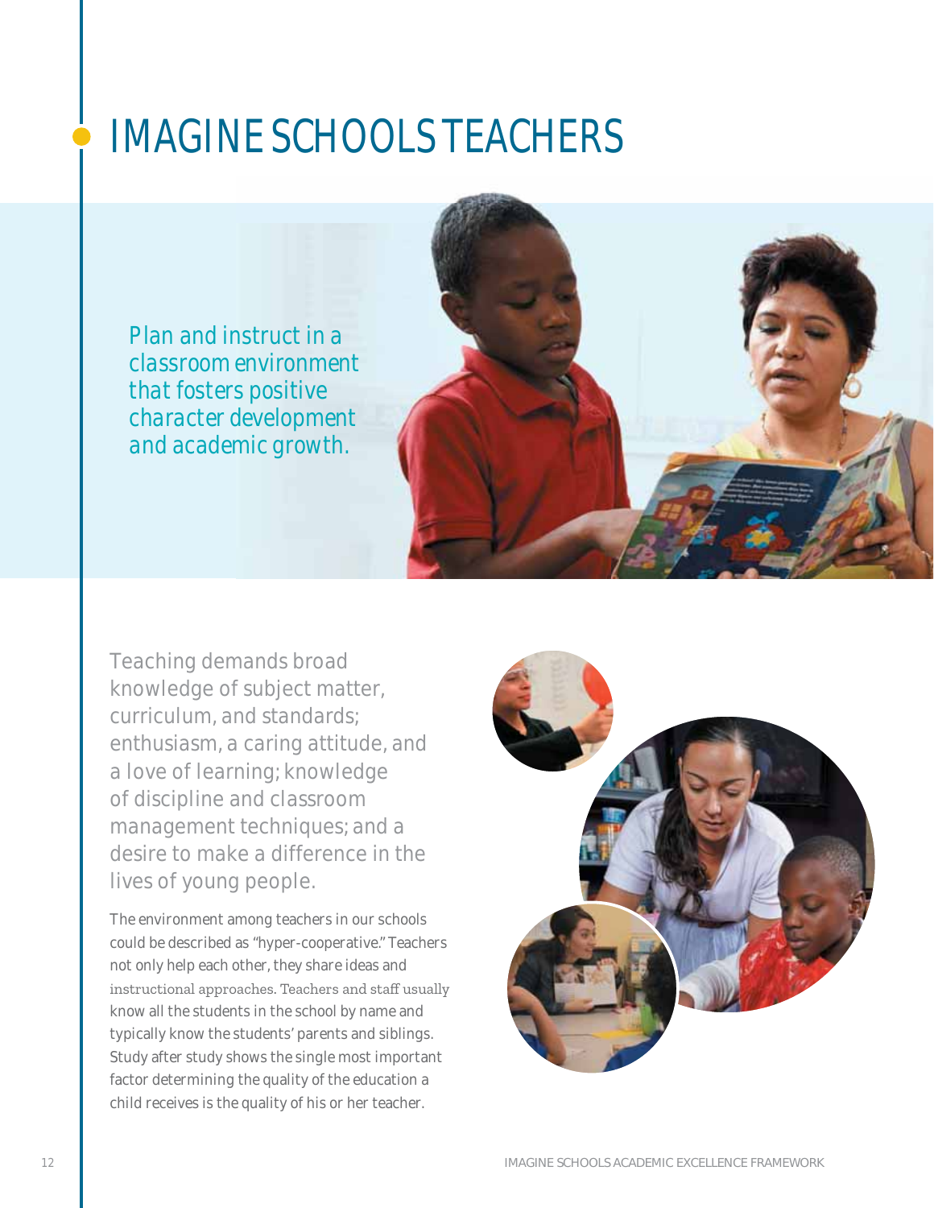# IMAGINE SCHOOLS TEACHERS

*Plan and instruct in a classroom environment that fosters positive character development and academic growth.*

Teaching demands broad knowledge of subject matter, curriculum, and standards; enthusiasm, a caring attitude, and a love of learning; knowledge of discipline and classroom management techniques; and a desire to make a difference in the lives of young people.

The environment among teachers in our schools could be described as "hyper-cooperative." Teachers not only help each other, they share ideas and instructional approaches. Teachers and staff usually know all the students in the school by name and typically know the students' parents and siblings. Study after study shows the single most important factor determining the quality of the education a child receives is the quality of his or her teacher.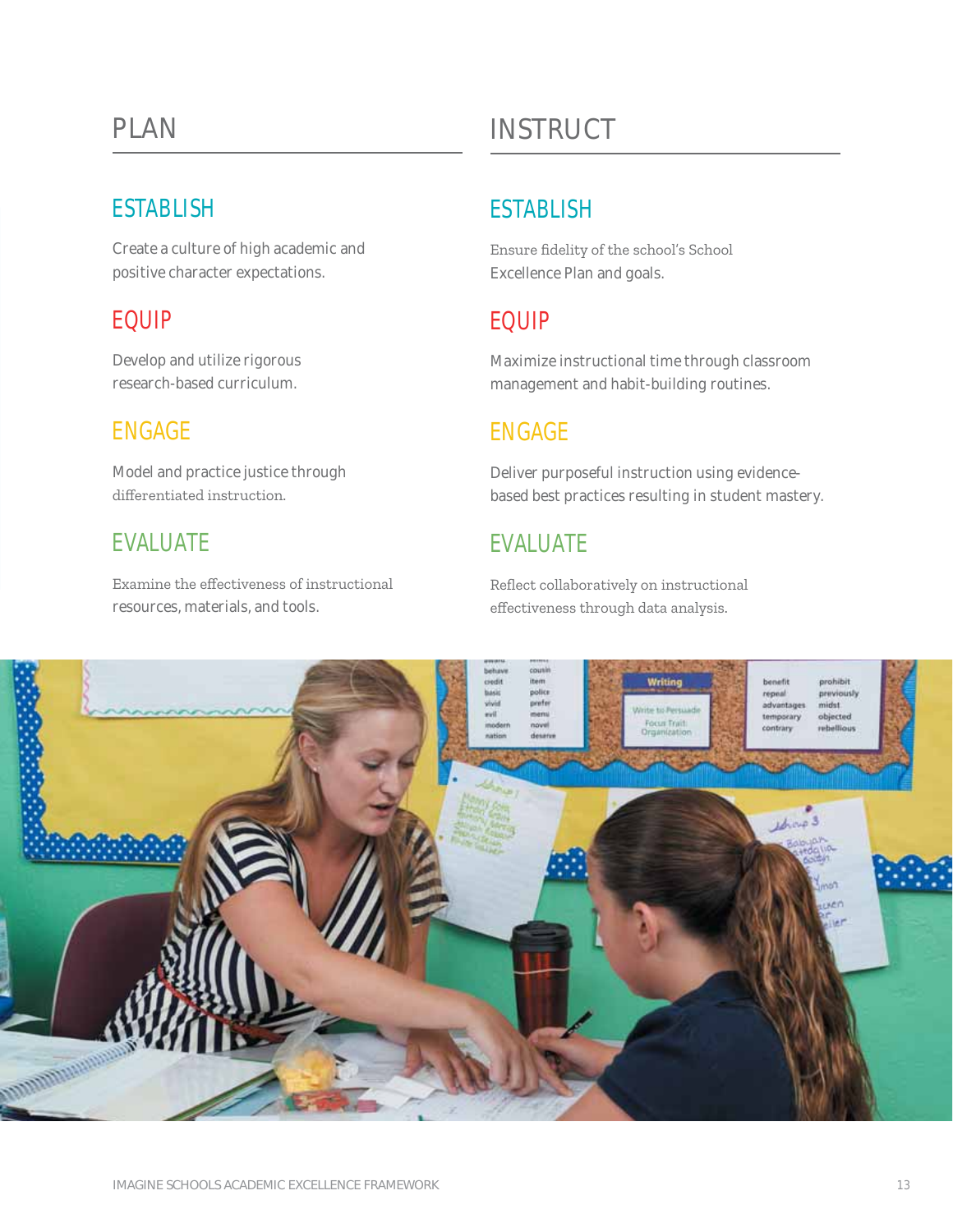## PLAN

### ESTABLISH

Create a culture of high academic and positive character expectations.

### EQUIP

Develop and utilize rigorous research-based curriculum.

### ENGAGE

Model and practice justice through differentiated instruction.

### EVALUATE

Examine the effectiveness of instructional resources, materials, and tools.

## INSTRUCT

### ESTABLISH

Ensure fidelity of the school's School Excellence Plan and goals.

### EQUIP

Maximize instructional time through classroom management and habit-building routines.

### ENGAGE

Deliver purposeful instruction using evidence-based best practices resulting in student mastery.

### EVALUATE

Reflect collaboratively on instructional effectiveness through data analysis.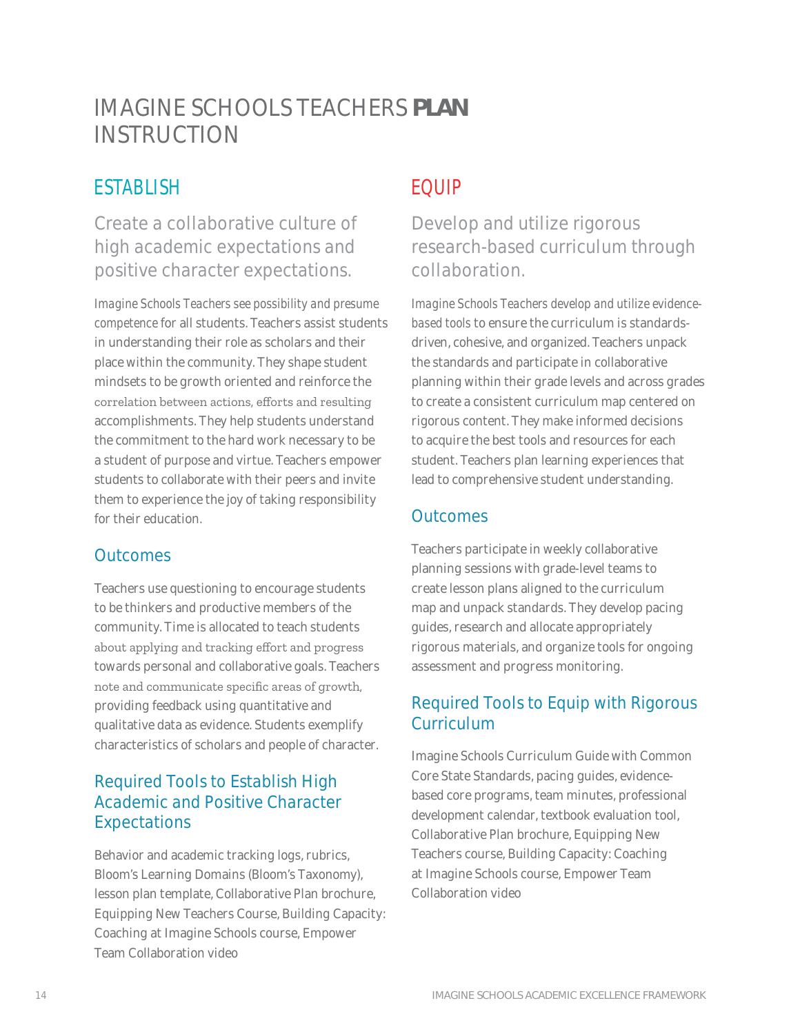# IMAGINE SCHOOLS TEACHERS **PLAN** INSTRUCTION

## ESTABLISH

### Create a collaborative culture of high academic expectations and positive character expectations.

*Imagine Schools Teachers see possibility and presume competence* for all students. Teachers assist students in understanding their role as scholars and their place within the community. They shape student mindsets to be growth oriented and reinforce the correlation between actions, efforts and resulting accomplishments. They help students understand the commitment to the hard work necessary to be a student of purpose and virtue. Teachers empower students to collaborate with their peers and invite them to experience the joy of taking responsibility for their education.

### Outcomes

Teachers use questioning to encourage students to be thinkers and productive members of the community. Time is allocated to teach students about applying and tracking effort and progress towards personal and collaborative goals. Teachers note and communicate specific areas of growth, providing feedback using quantitative and qualitative data as evidence. Students exemplify characteristics of scholars and people of character.

### Required Tools to Establish High Academic and Positive Character Expectations

Behavior and academic tracking logs, rubrics, Bloom's Learning Domains (Bloom's Taxonomy), lesson plan template, Collaborative Plan brochure, Equipping New Teachers Course, Building Capacity: Coaching at Imagine Schools course, Empower Team Collaboration video

## EQUIP

### Develop and utilize rigorous research-based curriculum through collaboration.

*Imagine Schools Teachers develop and utilize evidence-based tools* to ensure the curriculum is standards-driven, cohesive, and organized. Teachers unpack the standards and participate in collaborative planning within their grade levels and across grades to create a consistent curriculum map centered on rigorous content. They make informed decisions to acquire the best tools and resources for each student. Teachers plan learning experiences that lead to comprehensive student understanding.

### Outcomes

Teachers participate in weekly collaborative planning sessions with grade-level teams to create lesson plans aligned to the curriculum map and unpack standards. They develop pacing guides, research and allocate appropriately rigorous materials, and organize tools for ongoing assessment and progress monitoring.

### Required Tools to Equip with Rigorous Curriculum

Imagine Schools Curriculum Guide with Common Core State Standards, pacing guides, evidence-based core programs, team minutes, professional development calendar, textbook evaluation tool, Collaborative Plan brochure, Equipping New Teachers course, Building Capacity: Coaching at Imagine Schools course, Empower Team Collaboration video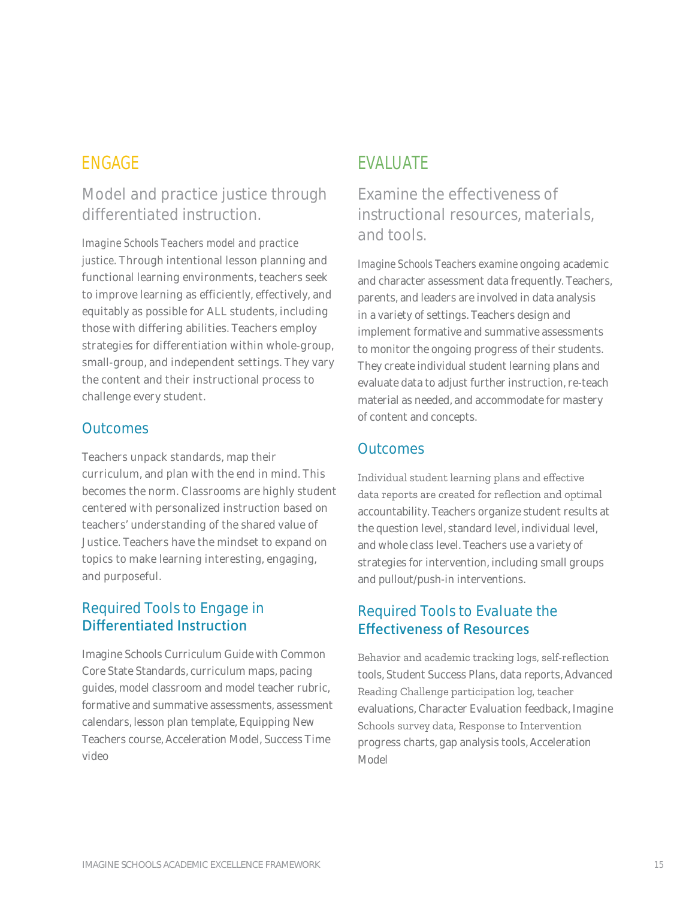## ENGAGE

### Model and practice justice through differentiated instruction.

*Imagine Schools Teachers model and practice justice.* Through intentional lesson planning and functional learning environments, teachers seek to improve learning as efficiently, effectively, and equitably as possible for ALL students, including those with differing abilities. Teachers employ strategies for differentiation within whole-group, small-group, and independent settings. They vary the content and their instructional process to challenge every student.

### Outcomes

Teachers unpack standards, map their curriculum, and plan with the end in mind. This becomes the norm. Classrooms are highly student centered with personalized instruction based on teachers' understanding of the shared value of Justice. Teachers have the mindset to expand on topics to make learning interesting, engaging, and purposeful.

### Required Tools to Engage in Differentiated Instruction

Imagine Schools Curriculum Guide with Common Core State Standards, curriculum maps, pacing guides, model classroom and model teacher rubric, formative and summative assessments, assessment calendars, lesson plan template, Equipping New Teachers course, Acceleration Model, Success Time video

## EVALUATE

### Examine the effectiveness of instructional resources, materials, and tools.

*Imagine Schools Teachers examine* ongoing academic and character assessment data frequently. Teachers, parents, and leaders are involved in data analysis in a variety of settings. Teachers design and implement formative and summative assessments to monitor the ongoing progress of their students. They create individual student learning plans and evaluate data to adjust further instruction, re-teach material as needed, and accommodate for mastery of content and concepts.

### Outcomes

Individual student learning plans and effective data reports are created for reflection and optimal accountability. Teachers organize student results at the question level, standard level, individual level, and whole class level. Teachers use a variety of strategies for intervention, including small groups and pullout/push-in interventions.

### Required Tools to Evaluate the Effectiveness of Resources

Behavior and academic tracking logs, self-reflection tools, Student Success Plans, data reports, Advanced Reading Challenge participation log, teacher evaluations, Character Evaluation feedback, Imagine Schools survey data, Response to Intervention progress charts, gap analysis tools, Acceleration Model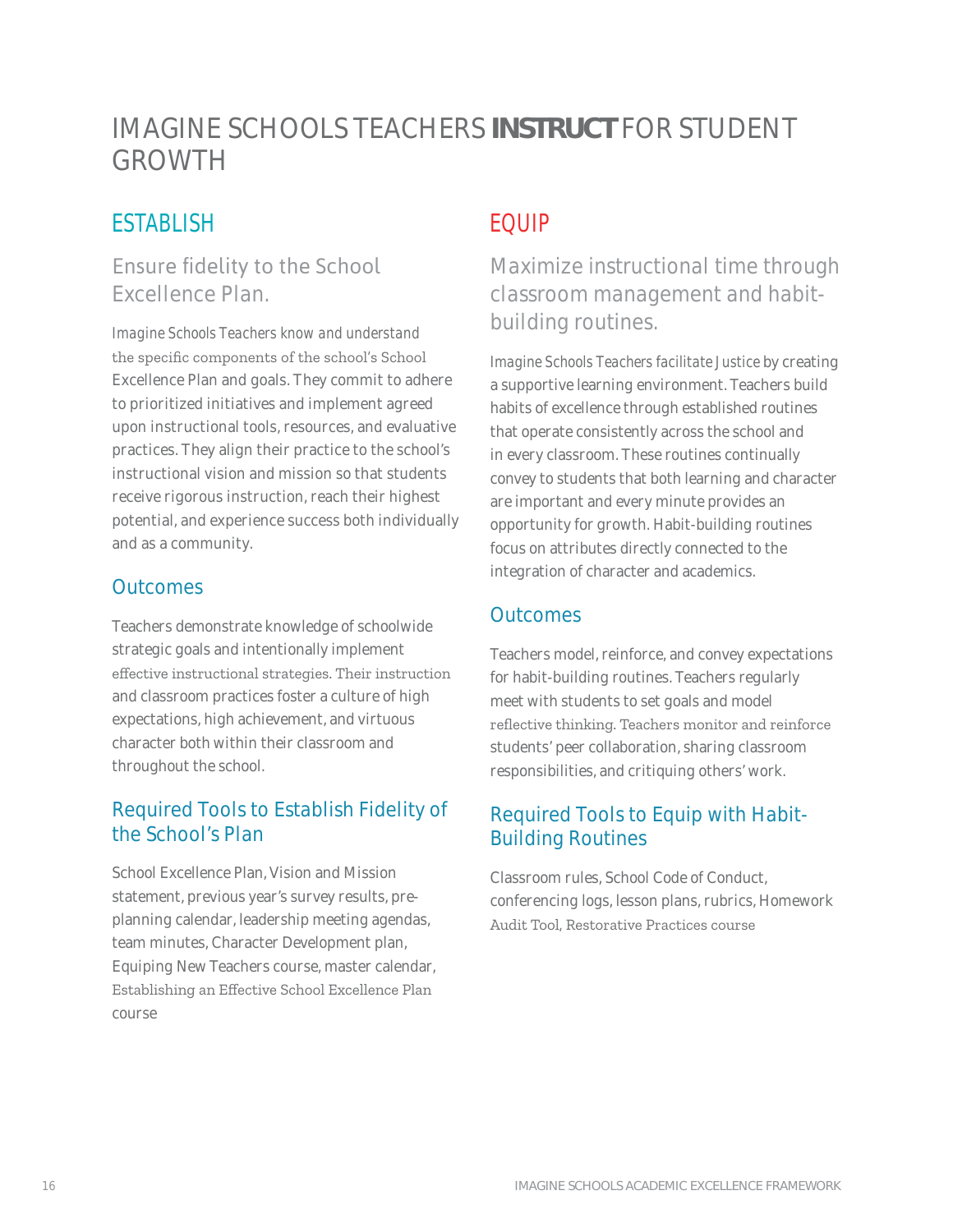# IMAGINE SCHOOLS TEACHERS **INSTRUCT** FOR STUDENT GROWTH

## ESTABLISH

### Ensure fidelity to the School Excellence Plan.

*Imagine Schools Teachers know and understand* the specific components of the school's School Excellence Plan and goals. They commit to adhere to prioritized initiatives and implement agreed upon instructional tools, resources, and evaluative practices. They align their practice to the school's instructional vision and mission so that students receive rigorous instruction, reach their highest potential, and experience success both individually and as a community.

### Outcomes

Teachers demonstrate knowledge of schoolwide strategic goals and intentionally implement effective instructional strategies. Their instruction and classroom practices foster a culture of high expectations, high achievement, and virtuous character both within their classroom and throughout the school.

### Required Tools to Establish Fidelity of the School's Plan

School Excellence Plan, Vision and Mission statement, previous year's survey results, pre-planning calendar, leadership meeting agendas, team minutes, Character Development plan, Equiping New Teachers course, master calendar, Establishing an Effective School Excellence Plan course

## EQUIP

### Maximize instructional time through classroom management and habit-building routines.

*Imagine Schools Teachers facilitate Justice* by creating a supportive learning environment. Teachers build habits of excellence through established routines that operate consistently across the school and in every classroom. These routines continually convey to students that both learning and character are important and every minute provides an opportunity for growth. Habit-building routines focus on attributes directly connected to the integration of character and academics.

### Outcomes

Teachers model, reinforce, and convey expectations for habit-building routines. Teachers regularly meet with students to set goals and model reflective thinking. Teachers monitor and reinforce students' peer collaboration, sharing classroom responsibilities, and critiquing others' work.

### Required Tools to Equip with Habit-Building Routines

Classroom rules, School Code of Conduct, conferencing logs, lesson plans, rubrics, Homework Audit Tool, Restorative Practices course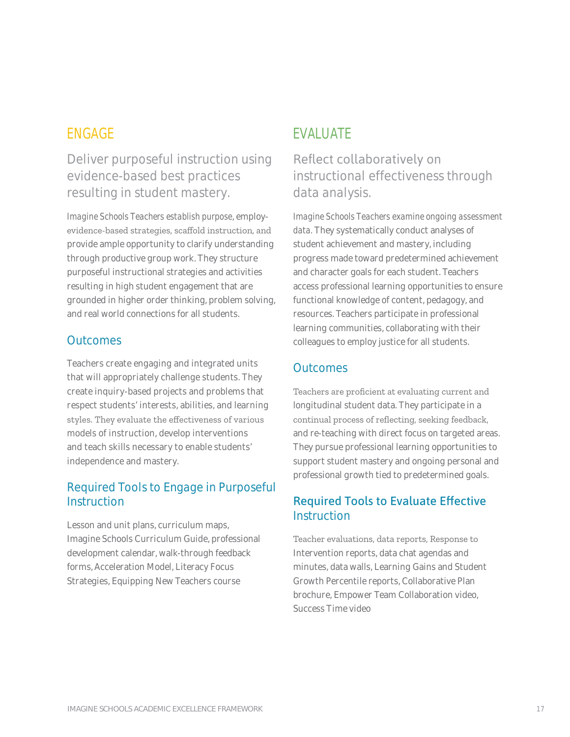## ENGAGE

### Deliver purposeful instruction using evidence-based best practices resulting in student mastery.

*Imagine Schools Teachers establish purpose*, employ-evidence-based strategies, scaffold instruction, and provide ample opportunity to clarify understanding through productive group work. They structure purposeful instructional strategies and activities resulting in high student engagement that are grounded in higher order thinking, problem solving, and real world connections for all students.

### Outcomes

Teachers create engaging and integrated units that will appropriately challenge students. They create inquiry-based projects and problems that respect students' interests, abilities, and learning styles. They evaluate the effectiveness of various models of instruction, develop interventions and teach skills necessary to enable students' independence and mastery.

### Required Tools to Engage in Purposeful Instruction

Lesson and unit plans, curriculum maps, Imagine Schools Curriculum Guide, professional development calendar, walk-through feedback forms, Acceleration Model, Literacy Focus Strategies, Equipping New Teachers course

## EVALUATE

### Reflect collaboratively on instructional effectiveness through data analysis.

*Imagine Schools Teachers examine ongoing assessment data*. They systematically conduct analyses of student achievement and mastery, including progress made toward predetermined achievement and character goals for each student. Teachers access professional learning opportunities to ensure functional knowledge of content, pedagogy, and resources. Teachers participate in professional learning communities, collaborating with their colleagues to employ justice for all students.

### Outcomes

Teachers are proficient at evaluating current and longitudinal student data. They participate in a continual process of reflecting, seeking feedback, and re-teaching with direct focus on targeted areas. They pursue professional learning opportunities to support student mastery and ongoing personal and professional growth tied to predetermined goals.

### Required Tools to Evaluate Effective Instruction

Teacher evaluations, data reports, Response to Intervention reports, data chat agendas and minutes, data walls, Learning Gains and Student Growth Percentile reports, Collaborative Plan brochure, Empower Team Collaboration video, Success Time video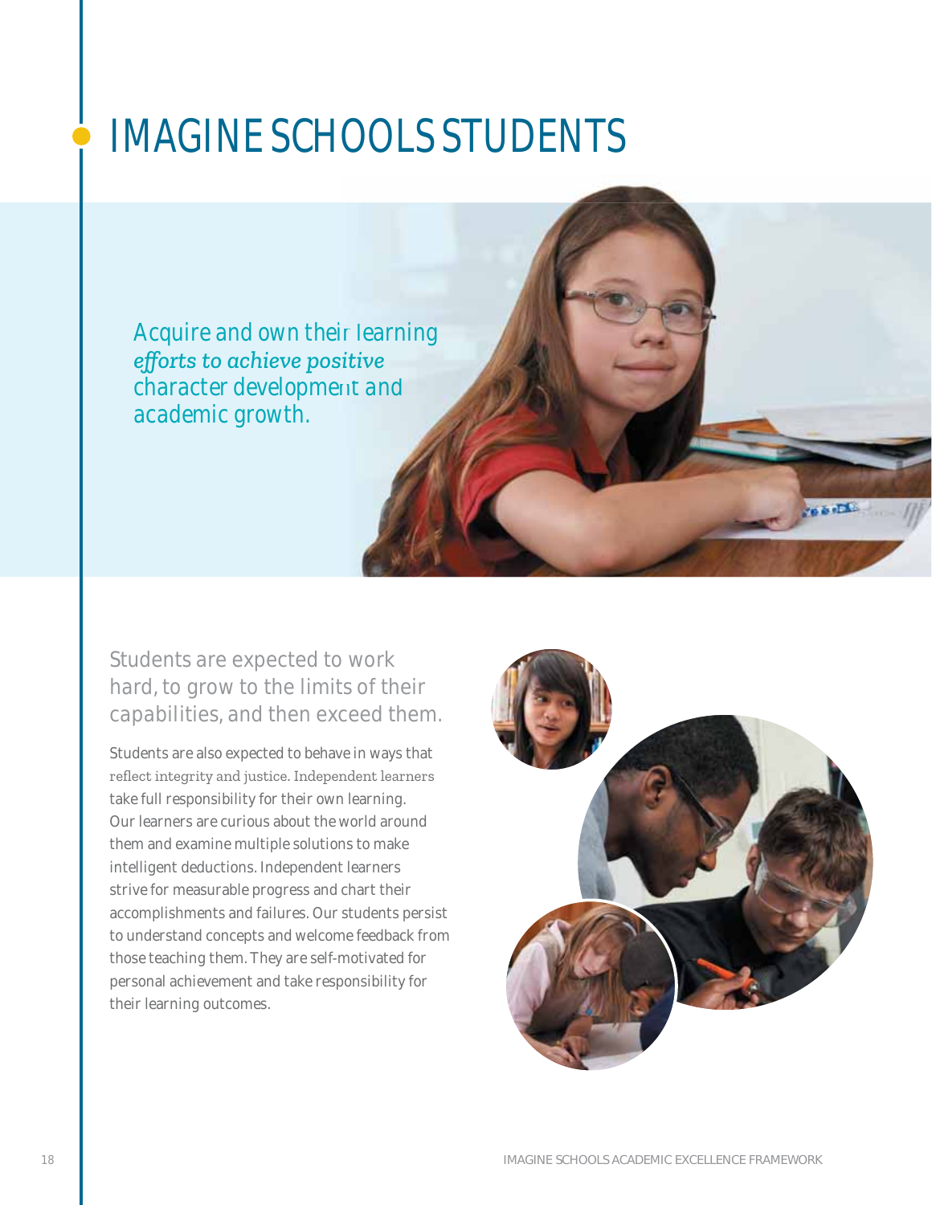# IMAGINE SCHOOLS STUDENTS

Acquire and own their learning efforts to achieve positive character development and academic growth.

## Students are expected to work hard, to grow to the limits of their capabilities, and then exceed them.

Students are also expected to behave in ways that reflect integrity and justice. Independent learners take full responsibility for their own learning. Our learners are curious about the world around them and examine multiple solutions to make intelligent deductions. Independent learners strive for measurable progress and chart their accomplishments and failures. Our students persist to understand concepts and welcome feedback from those teaching them. They are self-motivated for personal achievement and take responsibility for their learning outcomes.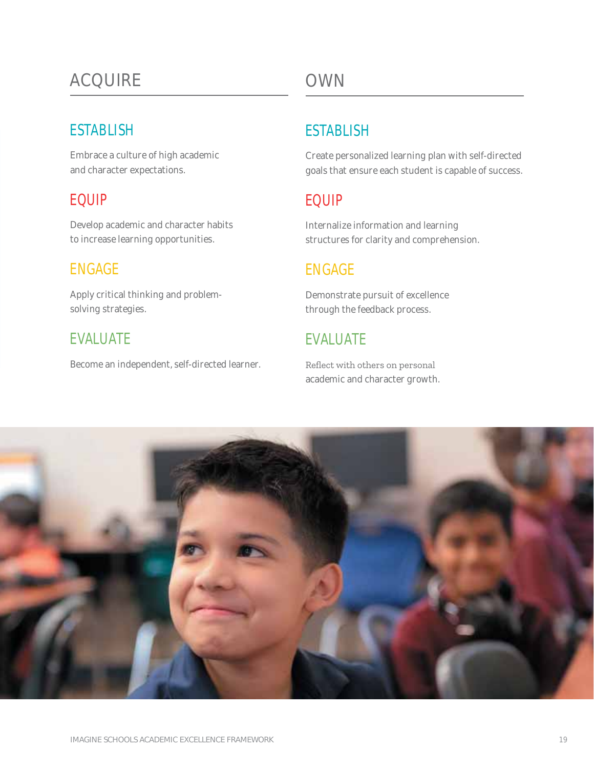## ACQUIRE

### ESTABLISH

Embrace a culture of high academic and character expectations.

### EQUIP

Develop academic and character habits to increase learning opportunities.

### ENGAGE

Apply critical thinking and problem-solving strategies.

### EVALUATE

Become an independent, self-directed learner.

## OWN

### ESTABLISH

Create personalized learning plan with self-directed goals that ensure each student is capable of success.

### EQUIP

Internalize information and learning structures for clarity and comprehension.

### ENGAGE

Demonstrate pursuit of excellence through the feedback process.

### EVALUATE

Reflect with others on personal academic and character growth.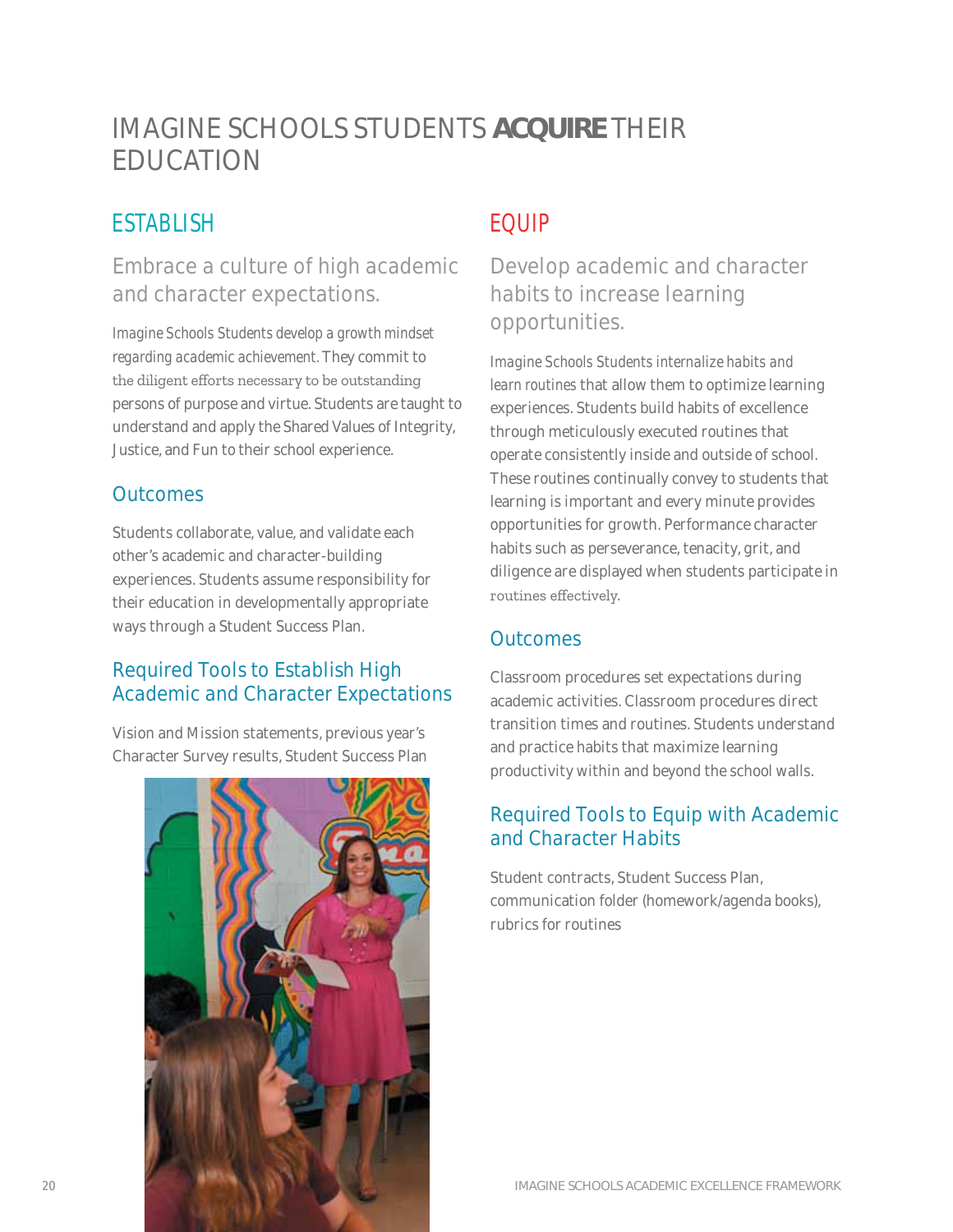# IMAGINE SCHOOLS STUDENTS **ACQUIRE** THEIR EDUCATION

## ESTABLISH

### Embrace a culture of high academic and character expectations.

*Imagine Schools Students develop a growth mindset regarding academic achievement.* They commit to the diligent efforts necessary to be outstanding persons of purpose and virtue. Students are taught to understand and apply the Shared Values of Integrity, Justice, and Fun to their school experience.

### Outcomes

Students collaborate, value, and validate each other's academic and character-building experiences. Students assume responsibility for their education in developmentally appropriate ways through a Student Success Plan.

### Required Tools to Establish High Academic and Character Expectations

Vision and Mission statements, previous year's Character Survey results, Student Success Plan

## EQUIP

### Develop academic and character habits to increase learning opportunities.

*Imagine Schools Students internalize habits and learn routines* that allow them to optimize learning experiences. Students build habits of excellence through meticulously executed routines that operate consistently inside and outside of school. These routines continually convey to students that learning is important and every minute provides opportunities for growth. Performance character habits such as perseverance, tenacity, grit, and diligence are displayed when students participate in routines effectively.

### Outcomes

Classroom procedures set expectations during academic activities. Classroom procedures direct transition times and routines. Students understand and practice habits that maximize learning productivity within and beyond the school walls.

### Required Tools to Equip with Academic and Character Habits

Student contracts, Student Success Plan, communication folder (homework/agenda books), rubrics for routines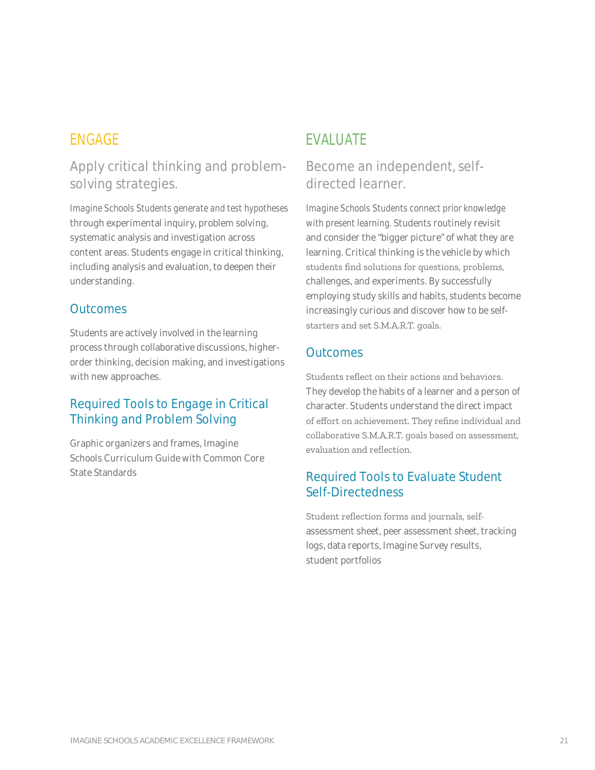## ENGAGE

### Apply critical thinking and problem-solving strategies.

*Imagine Schools Students generate and test hypotheses* through experimental inquiry, problem solving, systematic analysis and investigation across content areas. Students engage in critical thinking, including analysis and evaluation, to deepen their understanding.

### Outcomes

Students are actively involved in the learning process through collaborative discussions, higher-order thinking, decision making, and investigations with new approaches.

### Required Tools to Engage in Critical Thinking and Problem Solving

Graphic organizers and frames, Imagine Schools Curriculum Guide with Common Core State Standards

## EVALUATE

### Become an independent, self-directed learner.

*Imagine Schools Students connect prior knowledge with present learning.* Students routinely revisit and consider the "bigger picture" of what they are learning. Critical thinking is the vehicle by which students find solutions for questions, problems, challenges, and experiments. By successfully employing study skills and habits, students become increasingly curious and discover how to be self-starters and set S.M.A.R.T. goals.

### Outcomes

Students reflect on their actions and behaviors. They develop the habits of a learner and a person of character. Students understand the direct impact of effort on achievement. They refine individual and collaborative S.M.A.R.T. goals based on assessment, evaluation and reflection.

### Required Tools to Evaluate Student Self-Directedness

Student reflection forms and journals, self-assessment sheet, peer assessment sheet, tracking logs, data reports, Imagine Survey results, student portfolios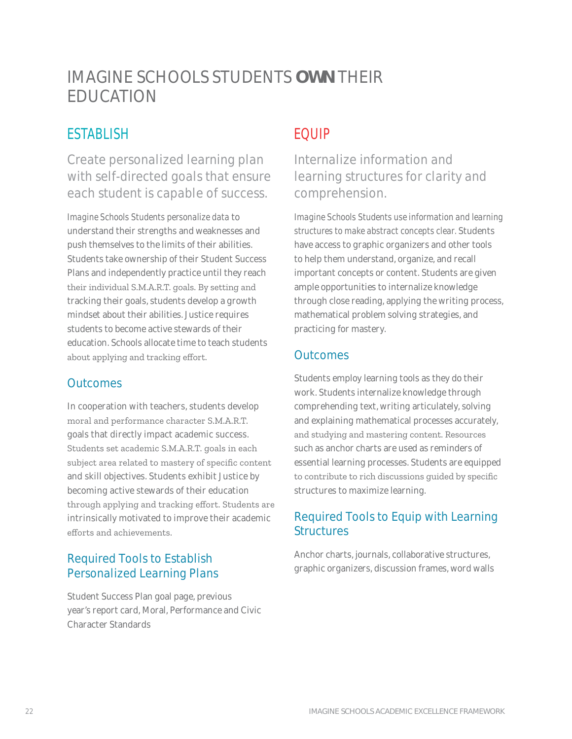# IMAGINE SCHOOLS STUDENTS **OWN** THEIR EDUCATION

## ESTABLISH

### Create personalized learning plan with self-directed goals that ensure each student is capable of success.

*Imagine Schools Students personalize data to* understand their strengths and weaknesses and push themselves to the limits of their abilities. Students take ownership of their Student Success Plans and independently practice until they reach their individual S.M.A.R.T. goals. By setting and tracking their goals, students develop a growth mindset about their abilities. Justice requires students to become active stewards of their education. Schools allocate time to teach students about applying and tracking effort.

### Outcomes

In cooperation with teachers, students develop moral and performance character S.M.A.R.T. goals that directly impact academic success. Students set academic S.M.A.R.T. goals in each subject area related to mastery of specific content and skill objectives. Students exhibit Justice by becoming active stewards of their education through applying and tracking effort. Students are intrinsically motivated to improve their academic efforts and achievements.

### Required Tools to Establish Personalized Learning Plans

Student Success Plan goal page, previous year's report card, Moral, Performance and Civic Character Standards

## EQUIP

### Internalize information and learning structures for clarity and comprehension.

*Imagine Schools Students use information and learning structures to make abstract concepts clear.* Students have access to graphic organizers and other tools to help them understand, organize, and recall important concepts or content. Students are given ample opportunities to internalize knowledge through close reading, applying the writing process, mathematical problem solving strategies, and practicing for mastery.

### Outcomes

Students employ learning tools as they do their work. Students internalize knowledge through comprehending text, writing articulately, solving and explaining mathematical processes accurately, and studying and mastering content. Resources such as anchor charts are used as reminders of essential learning processes. Students are equipped to contribute to rich discussions guided by specific structures to maximize learning.

### Required Tools to Equip with Learning Structures

Anchor charts, journals, collaborative structures, graphic organizers, discussion frames, word walls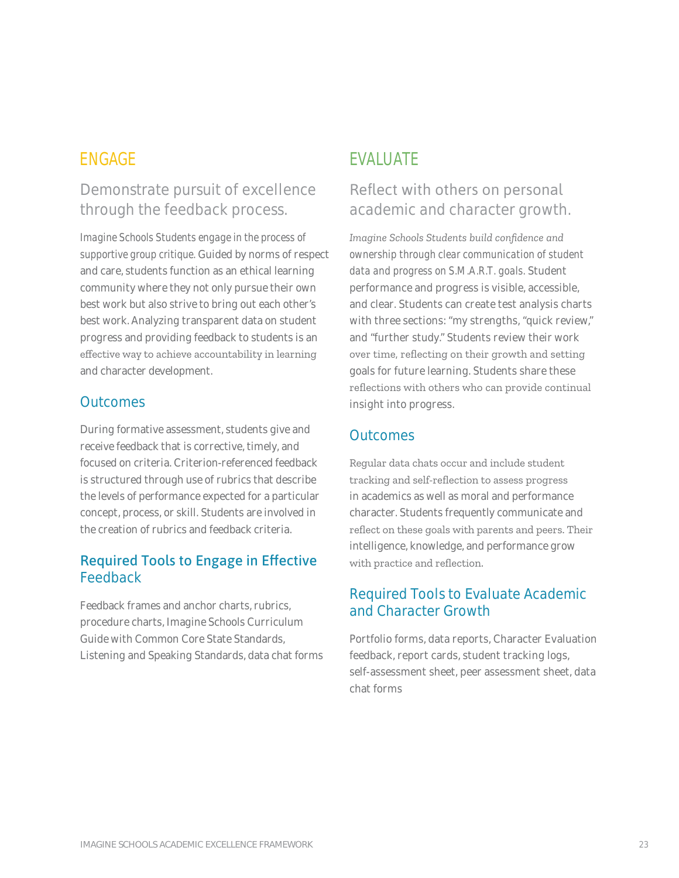## ENGAGE

### Demonstrate pursuit of excellence through the feedback process.

*Imagine Schools Students engage in the process of supportive group critique.* Guided by norms of respect and care, students function as an ethical learning community where they not only pursue their own best work but also strive to bring out each other's best work. Analyzing transparent data on student progress and providing feedback to students is an effective way to achieve accountability in learning and character development.

### Outcomes

During formative assessment, students give and receive feedback that is corrective, timely, and focused on criteria. Criterion-referenced feedback is structured through use of rubrics that describe the levels of performance expected for a particular concept, process, or skill. Students are involved in the creation of rubrics and feedback criteria.

### Required Tools to Engage in Effective Feedback

Feedback frames and anchor charts, rubrics, procedure charts, Imagine Schools Curriculum Guide with Common Core State Standards, Listening and Speaking Standards, data chat forms

## EVALUATE

### Reflect with others on personal academic and character growth.

*Imagine Schools Students build confidence and ownership through clear communication of student data and progress on S.M.A.R.T. goals.* Student performance and progress is visible, accessible, and clear. Students can create test analysis charts with three sections: "my strengths, "quick review," and "further study." Students review their work over time, reflecting on their growth and setting goals for future learning. Students share these reflections with others who can provide continual insight into progress.

### Outcomes

Regular data chats occur and include student tracking and self-reflection to assess progress in academics as well as moral and performance character. Students frequently communicate and reflect on these goals with parents and peers. Their intelligence, knowledge, and performance grow with practice and reflection.

### Required Tools to Evaluate Academic and Character Growth

Portfolio forms, data reports, Character Evaluation feedback, report cards, student tracking logs, self-assessment sheet, peer assessment sheet, data chat forms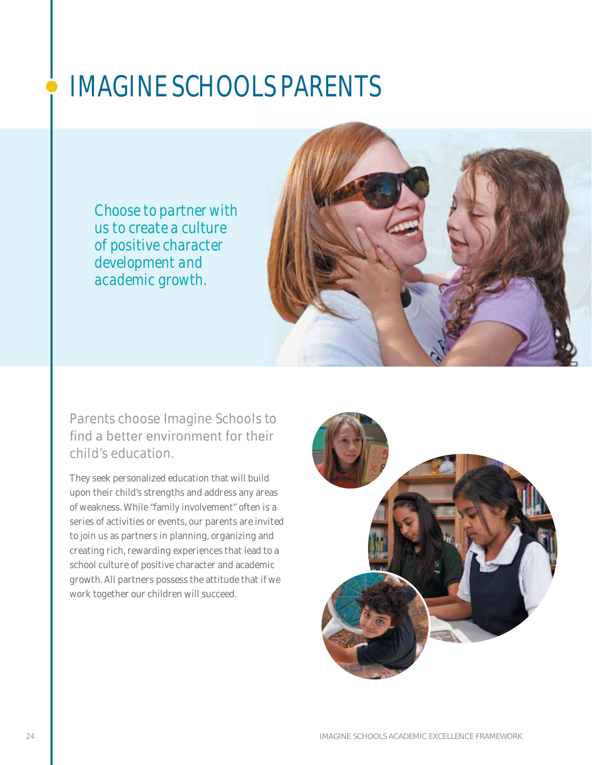# IMAGINE SCHOOLS PARENTS

*Choose to partner with us to create a culture of positive character development and academic growth.*

## Parents choose Imagine Schools to find a better environment for their child's education.

They seek personalized education that will build upon their child's strengths and address any areas of weakness. While "family involvement" often is a series of activities or events, our parents are invited to join us as partners in planning, organizing and creating rich, rewarding experiences that lead to a school culture of positive character and academic growth. All partners possess the attitude that if we work together our children will succeed.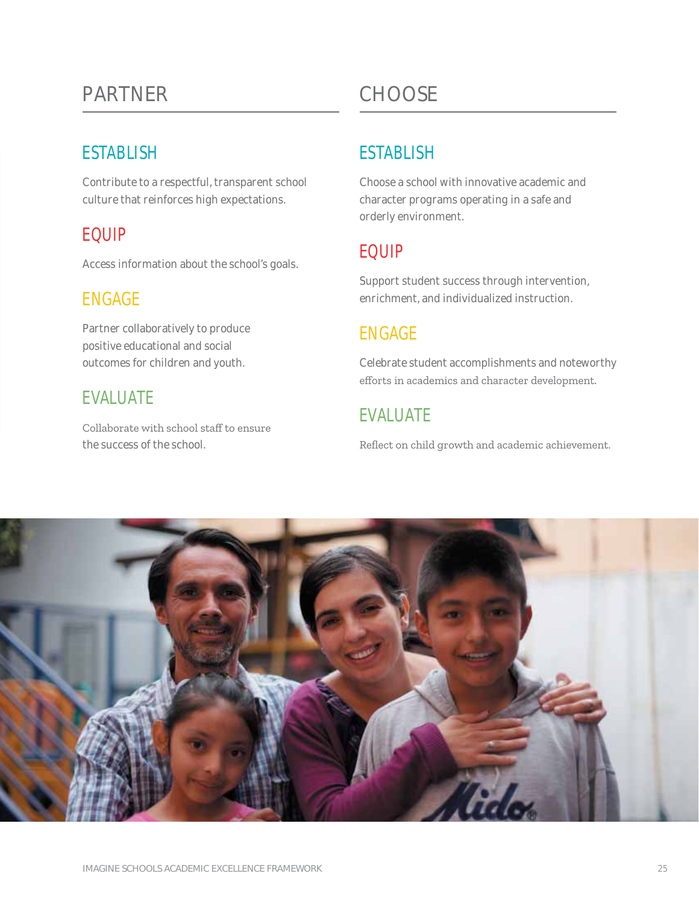## PARTNER

### ESTABLISH

Contribute to a respectful, transparent school culture that reinforces high expectations.

### EQUIP

Access information about the school's goals.

### ENGAGE

Partner collaboratively to produce positive educational and social outcomes for children and youth.

### EVALUATE

Collaborate with school staff to ensure the success of the school.

## CHOOSE

### ESTABLISH

Choose a school with innovative academic and character programs operating in a safe and orderly environment.

### EQUIP

Support student success through intervention, enrichment, and individualized instruction.

### ENGAGE

Celebrate student accomplishments and noteworthy efforts in academics and character development.

### EVALUATE

Reflect on child growth and academic achievement.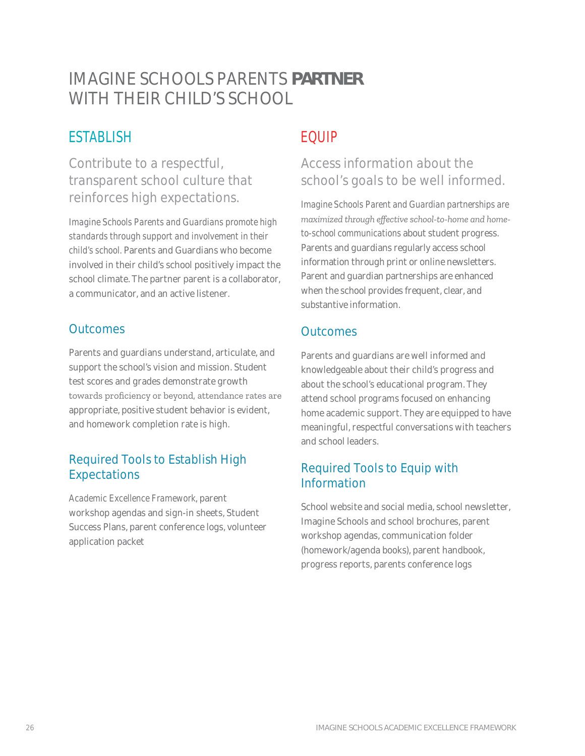# IMAGINE SCHOOLS PARENTS **PARTNER** WITH THEIR CHILD'S SCHOOL

## ESTABLISH

### Contribute to a respectful, transparent school culture that reinforces high expectations.

*Imagine Schools Parents and Guardians promote high standards through support and involvement in their child's school.* Parents and Guardians who become involved in their child's school positively impact the school climate. The partner parent is a collaborator, a communicator, and an active listener.

### Outcomes

Parents and guardians understand, articulate, and support the school's vision and mission. Student test scores and grades demonstrate growth towards proficiency or beyond, attendance rates are appropriate, positive student behavior is evident, and homework completion rate is high.

### Required Tools to Establish High Expectations

*Academic Excellence Framework*, parent workshop agendas and sign-in sheets, Student Success Plans, parent conference logs, volunteer application packet

## EQUIP

### Access information about the school's goals to be well informed.

*Imagine Schools Parent and Guardian partnerships are maximized through effective school-to-home and home-to-school communications* about student progress. Parents and guardians regularly access school information through print or online newsletters. Parent and guardian partnerships are enhanced when the school provides frequent, clear, and substantive information.

### Outcomes

Parents and guardians are well informed and knowledgeable about their child's progress and about the school's educational program. They attend school programs focused on enhancing home academic support. They are equipped to have meaningful, respectful conversations with teachers and school leaders.

### Required Tools to Equip with Information

School website and social media, school newsletter, Imagine Schools and school brochures, parent workshop agendas, communication folder (homework/agenda books), parent handbook, progress reports, parents conference logs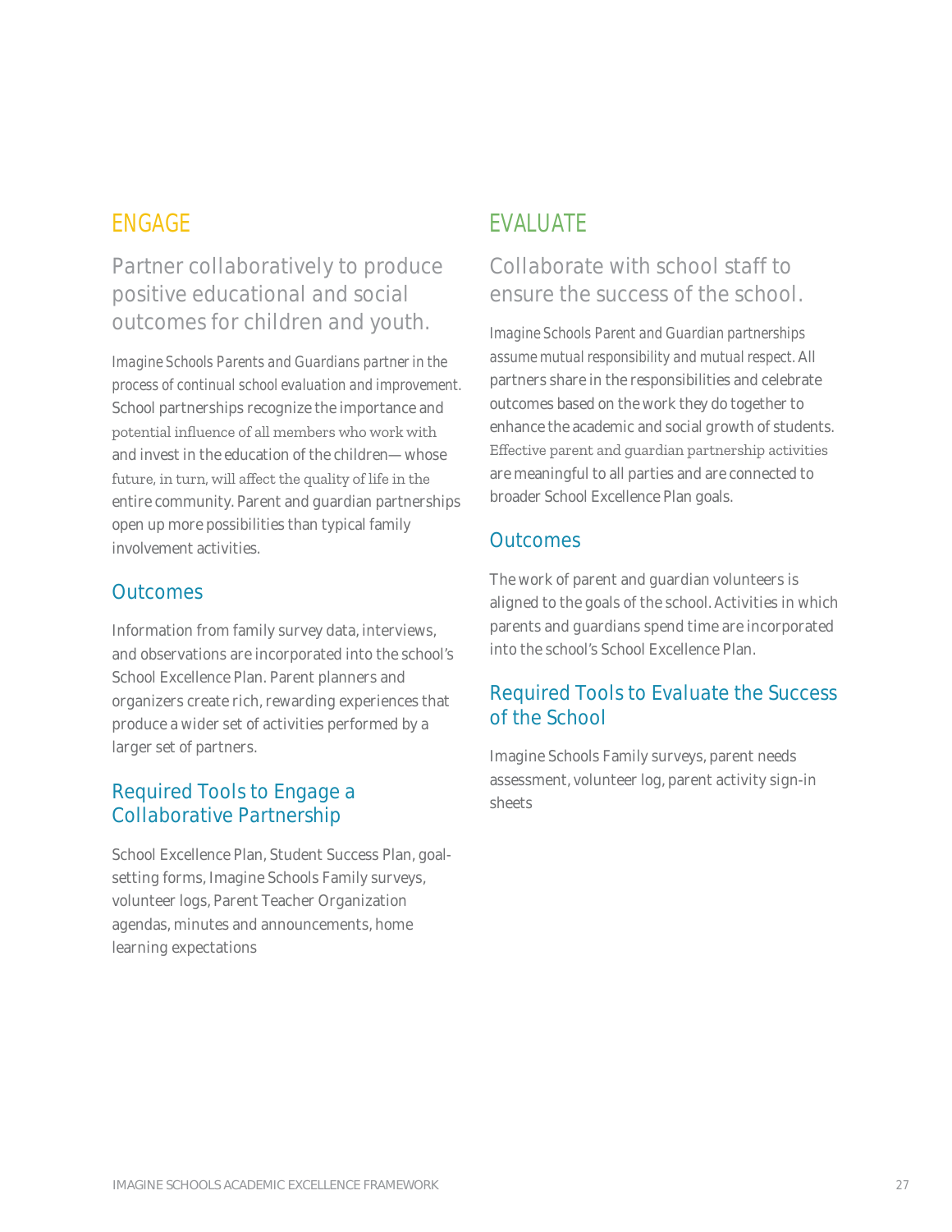## ENGAGE

### Partner collaboratively to produce positive educational and social outcomes for children and youth.

*Imagine Schools Parents and Guardians partner in the process of continual school evaluation and improvement.* School partnerships recognize the importance and potential influence of all members who work with and invest in the education of the children— whose future, in turn, will affect the quality of life in the entire community. Parent and guardian partnerships open up more possibilities than typical family involvement activities.

### Outcomes

Information from family survey data, interviews, and observations are incorporated into the school's School Excellence Plan. Parent planners and organizers create rich, rewarding experiences that produce a wider set of activities performed by a larger set of partners.

### Required Tools to Engage a Collaborative Partnership

School Excellence Plan, Student Success Plan, goal-setting forms, Imagine Schools Family surveys, volunteer logs, Parent Teacher Organization agendas, minutes and announcements, home learning expectations

## EVALUATE

### Collaborate with school staff to ensure the success of the school.

*Imagine Schools Parent and Guardian partnerships assume mutual responsibility and mutual respect.* All partners share in the responsibilities and celebrate outcomes based on the work they do together to enhance the academic and social growth of students. Effective parent and guardian partnership activities are meaningful to all parties and are connected to broader School Excellence Plan goals.

### Outcomes

The work of parent and guardian volunteers is aligned to the goals of the school. Activities in which parents and guardians spend time are incorporated into the school's School Excellence Plan.

### Required Tools to Evaluate the Success of the School

Imagine Schools Family surveys, parent needs assessment, volunteer log, parent activity sign-in sheets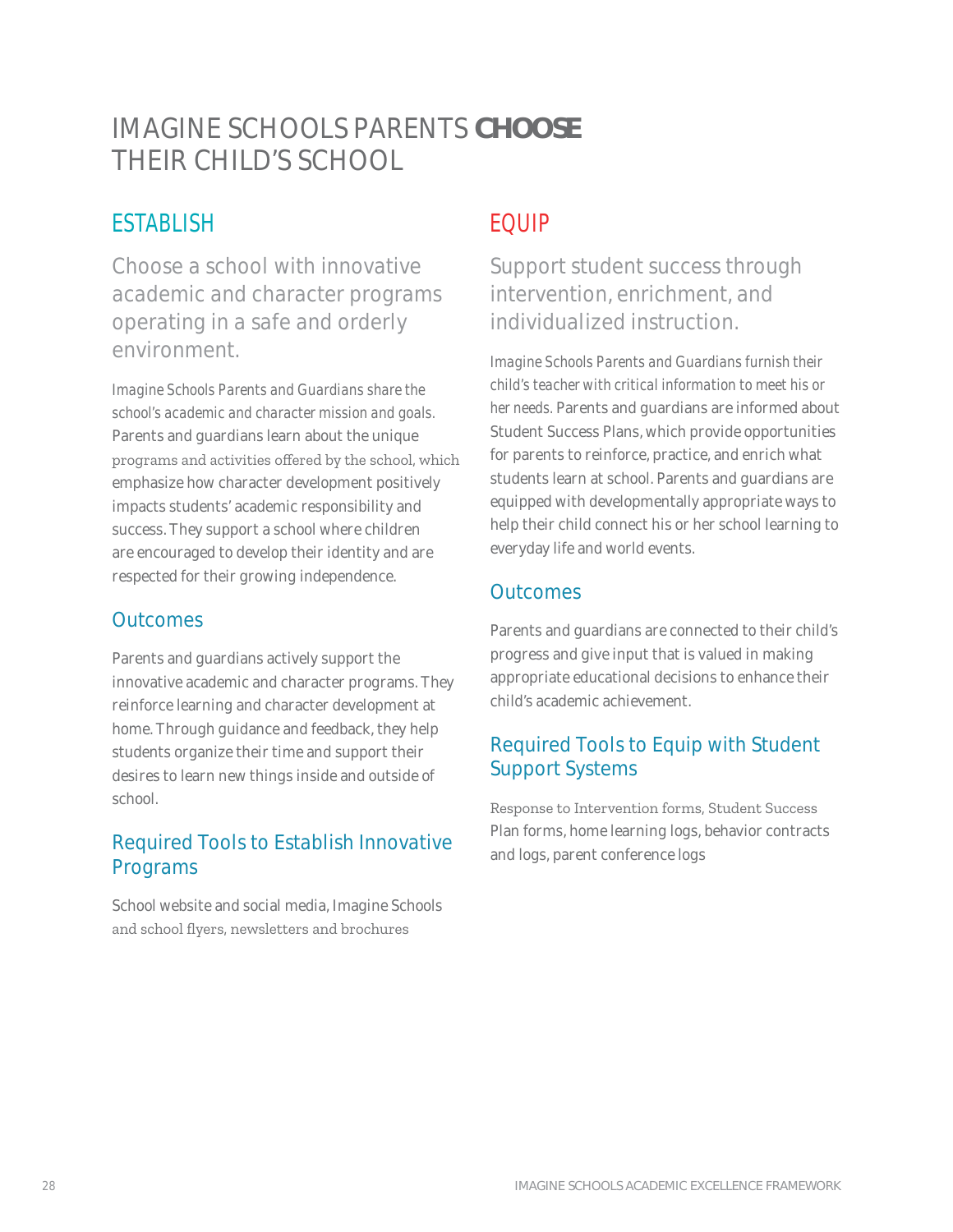# IMAGINE SCHOOLS PARENTS **CHOOSE** THEIR CHILD'S SCHOOL

## ESTABLISH

### Choose a school with innovative academic and character programs operating in a safe and orderly environment.

*Imagine Schools Parents and Guardians share the school's academic and character mission and goals.* Parents and guardians learn about the unique programs and activities offered by the school, which emphasize how character development positively impacts students' academic responsibility and success. They support a school where children are encouraged to develop their identity and are respected for their growing independence.

### Outcomes

Parents and guardians actively support the innovative academic and character programs. They reinforce learning and character development at home. Through guidance and feedback, they help students organize their time and support their desires to learn new things inside and outside of school.

### Required Tools to Establish Innovative Programs

School website and social media, Imagine Schools and school flyers, newsletters and brochures

## EQUIP

### Support student success through intervention, enrichment, and individualized instruction.

*Imagine Schools Parents and Guardians furnish their child's teacher with critical information to meet his or her needs.* Parents and guardians are informed about Student Success Plans, which provide opportunities for parents to reinforce, practice, and enrich what students learn at school. Parents and guardians are equipped with developmentally appropriate ways to help their child connect his or her school learning to everyday life and world events.

### Outcomes

Parents and guardians are connected to their child's progress and give input that is valued in making appropriate educational decisions to enhance their child's academic achievement.

### Required Tools to Equip with Student Support Systems

Response to Intervention forms, Student Success Plan forms, home learning logs, behavior contracts and logs, parent conference logs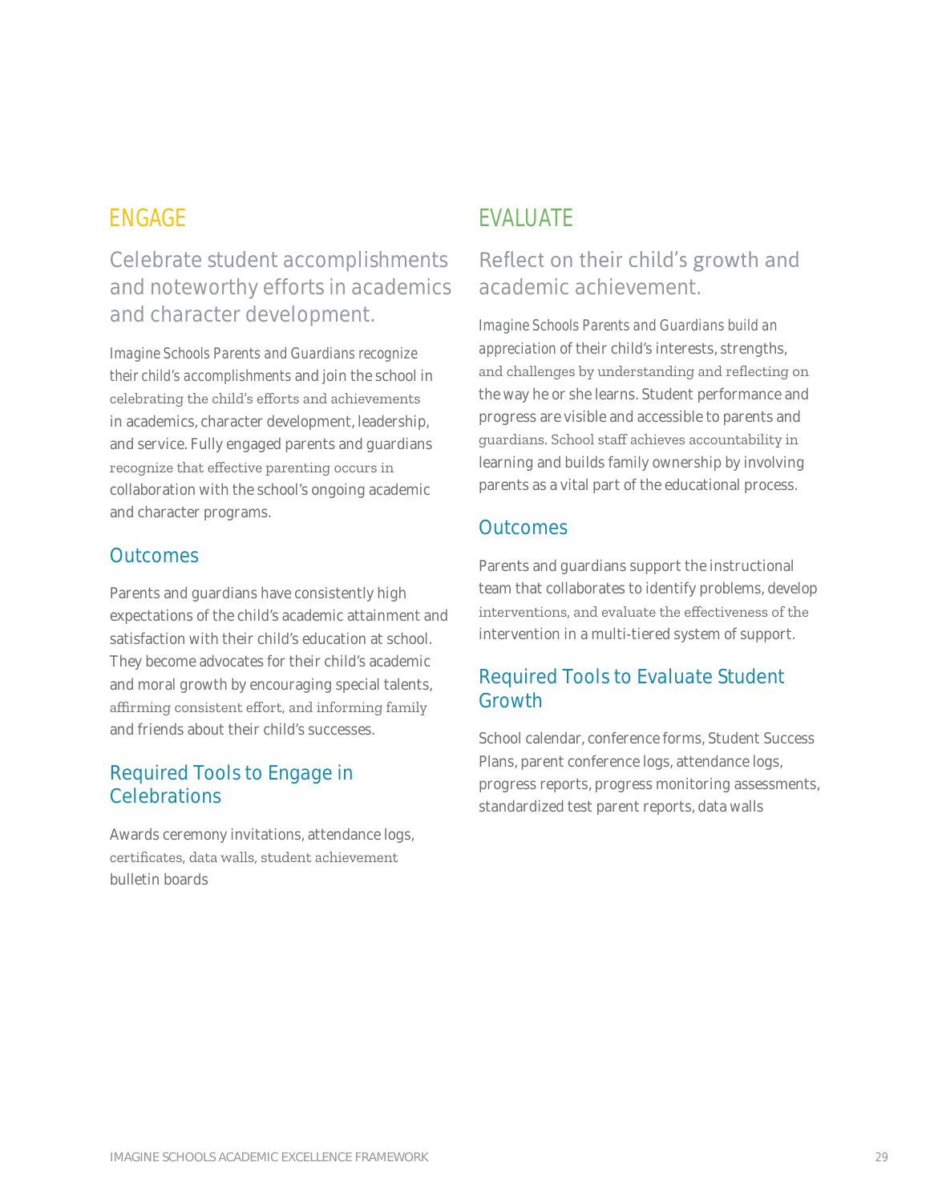## ENGAGE

### Celebrate student accomplishments and noteworthy efforts in academics and character development.

*Imagine Schools Parents and Guardians recognize their child's accomplishments* and join the school in celebrating the child's efforts and achievements in academics, character development, leadership, and service. Fully engaged parents and guardians recognize that effective parenting occurs in collaboration with the school's ongoing academic and character programs.

### Outcomes

Parents and guardians have consistently high expectations of the child's academic attainment and satisfaction with their child's education at school. They become advocates for their child's academic and moral growth by encouraging special talents, affirming consistent effort, and informing family and friends about their child's successes.

### Required Tools to Engage in Celebrations

Awards ceremony invitations, attendance logs, certificates, data walls, student achievement bulletin boards

## EVALUATE

### Reflect on their child's growth and academic achievement.

*Imagine Schools Parents and Guardians build an appreciation* of their child's interests, strengths, and challenges by understanding and reflecting on the way he or she learns. Student performance and progress are visible and accessible to parents and guardians. School staff achieves accountability in learning and builds family ownership by involving parents as a vital part of the educational process.

### Outcomes

Parents and guardians support the instructional team that collaborates to identify problems, develop interventions, and evaluate the effectiveness of the intervention in a multi-tiered system of support.

### Required Tools to Evaluate Student Growth

School calendar, conference forms, Student Success Plans, parent conference logs, attendance logs, progress reports, progress monitoring assessments, standardized test parent reports, data walls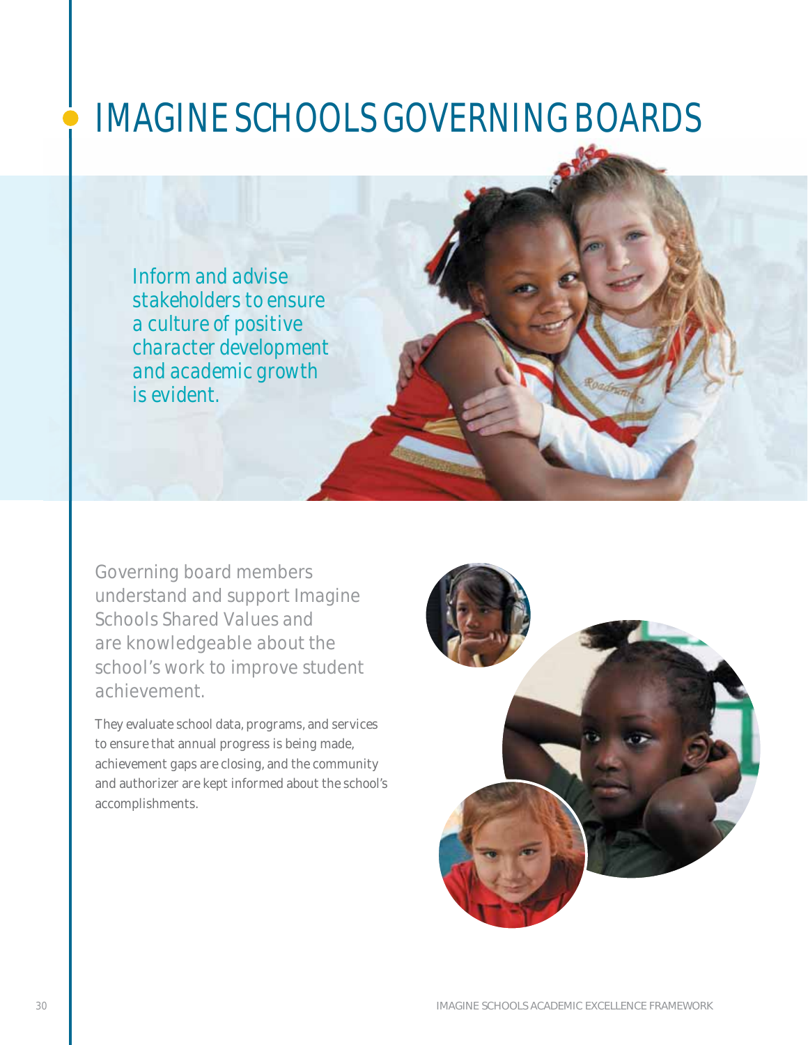# IMAGINE SCHOOLS GOVERNING BOARDS

Inform and advise stakeholders to ensure a culture of positive character development and academic growth is evident.

Governing board members understand and support Imagine Schools Shared Values and are knowledgeable about the school's work to improve student achievement.

They evaluate school data, programs, and services to ensure that annual progress is being made, achievement gaps are closing, and the community and authorizer are kept informed about the school's accomplishments.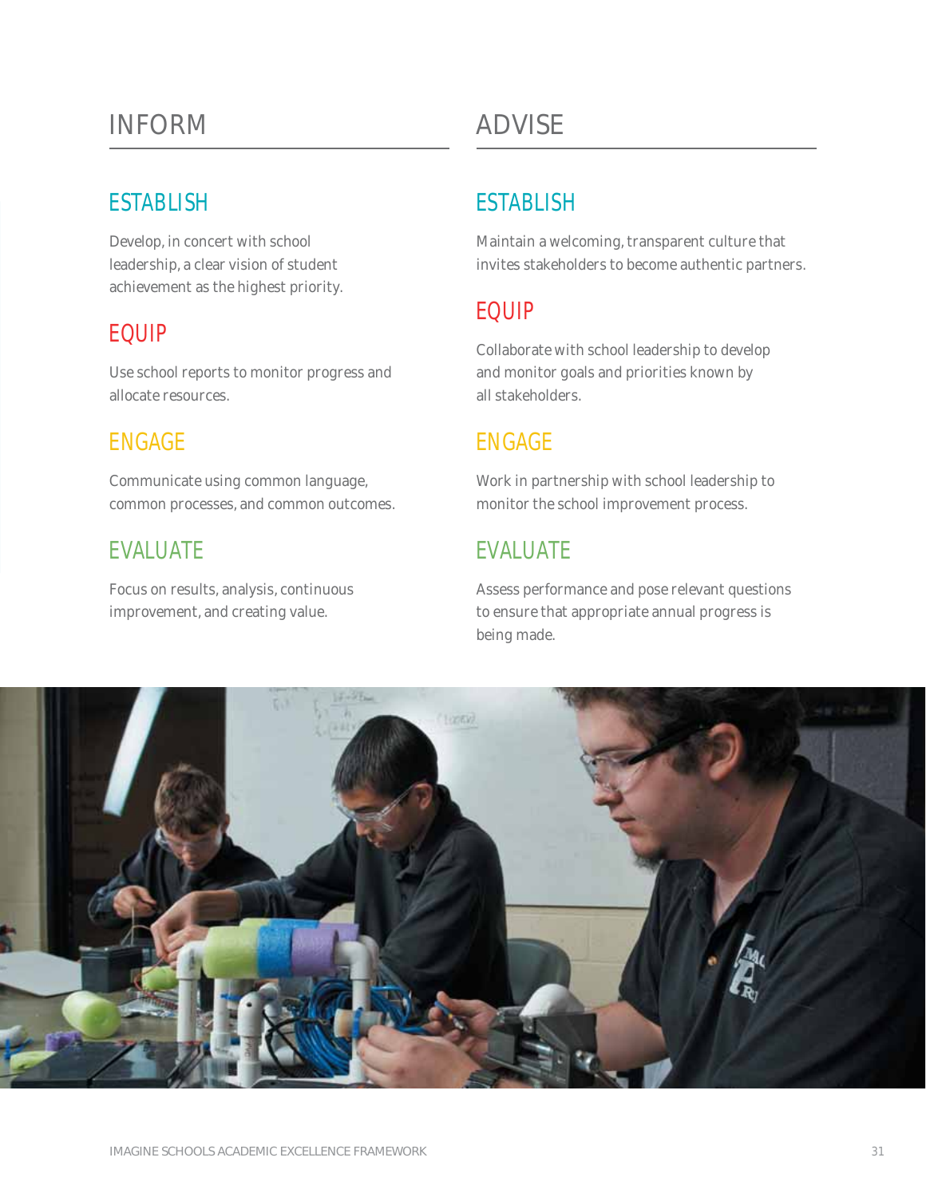## INFORM

### ESTABLISH

Develop, in concert with school leadership, a clear vision of student achievement as the highest priority.

### EQUIP

Use school reports to monitor progress and allocate resources.

### ENGAGE

Communicate using common language, common processes, and common outcomes.

### EVALUATE

Focus on results, analysis, continuous improvement, and creating value.

## ADVISE

### ESTABLISH

Maintain a welcoming, transparent culture that invites stakeholders to become authentic partners.

### EQUIP

Collaborate with school leadership to develop and monitor goals and priorities known by all stakeholders.

### ENGAGE

Work in partnership with school leadership to monitor the school improvement process.

### EVALUATE

Assess performance and pose relevant questions to ensure that appropriate annual progress is being made.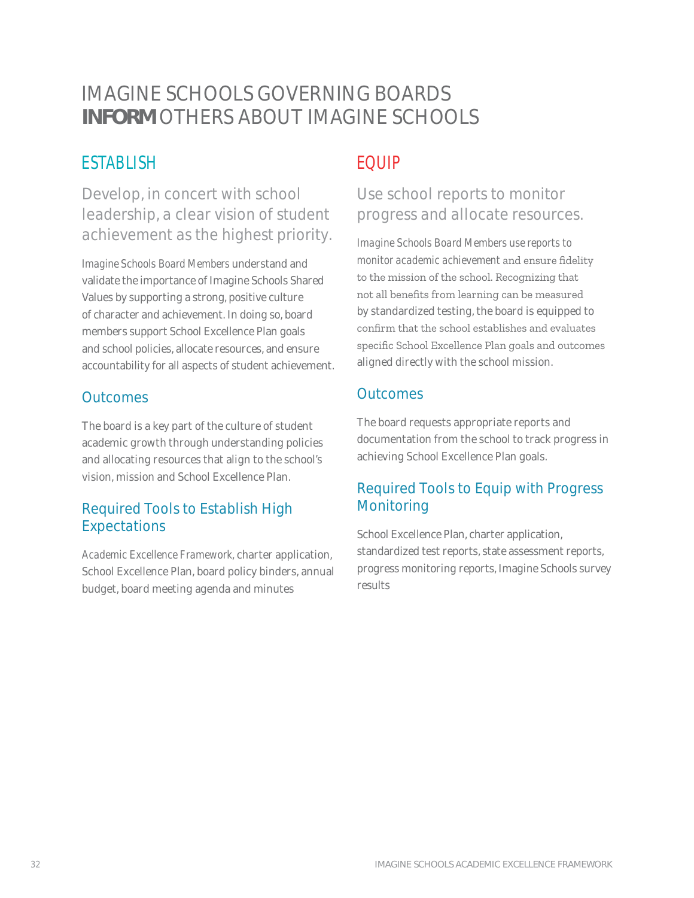# IMAGINE SCHOOLS GOVERNING BOARDS **INFORM** OTHERS ABOUT IMAGINE SCHOOLS

## ESTABLISH

### Develop, in concert with school leadership, a clear vision of student achievement as the highest priority.

*Imagine Schools Board Members* understand and validate the importance of Imagine Schools Shared Values by supporting a strong, positive culture of character and achievement. In doing so, board members support School Excellence Plan goals and school policies, allocate resources, and ensure accountability for all aspects of student achievement.

### Outcomes

The board is a key part of the culture of student academic growth through understanding policies and allocating resources that align to the school's vision, mission and School Excellence Plan.

### Required Tools to Establish High Expectations

*Academic Excellence Framework*, charter application, School Excellence Plan, board policy binders, annual budget, board meeting agenda and minutes

## EQUIP

### Use school reports to monitor progress and allocate resources.

*Imagine Schools Board Members use reports to monitor academic achievement* and ensure fidelity to the mission of the school. Recognizing that not all benefits from learning can be measured by standardized testing, the board is equipped to confirm that the school establishes and evaluates specific School Excellence Plan goals and outcomes aligned directly with the school mission.

### Outcomes

The board requests appropriate reports and documentation from the school to track progress in achieving School Excellence Plan goals.

### Required Tools to Equip with Progress Monitoring

School Excellence Plan, charter application, standardized test reports, state assessment reports, progress monitoring reports, Imagine Schools survey results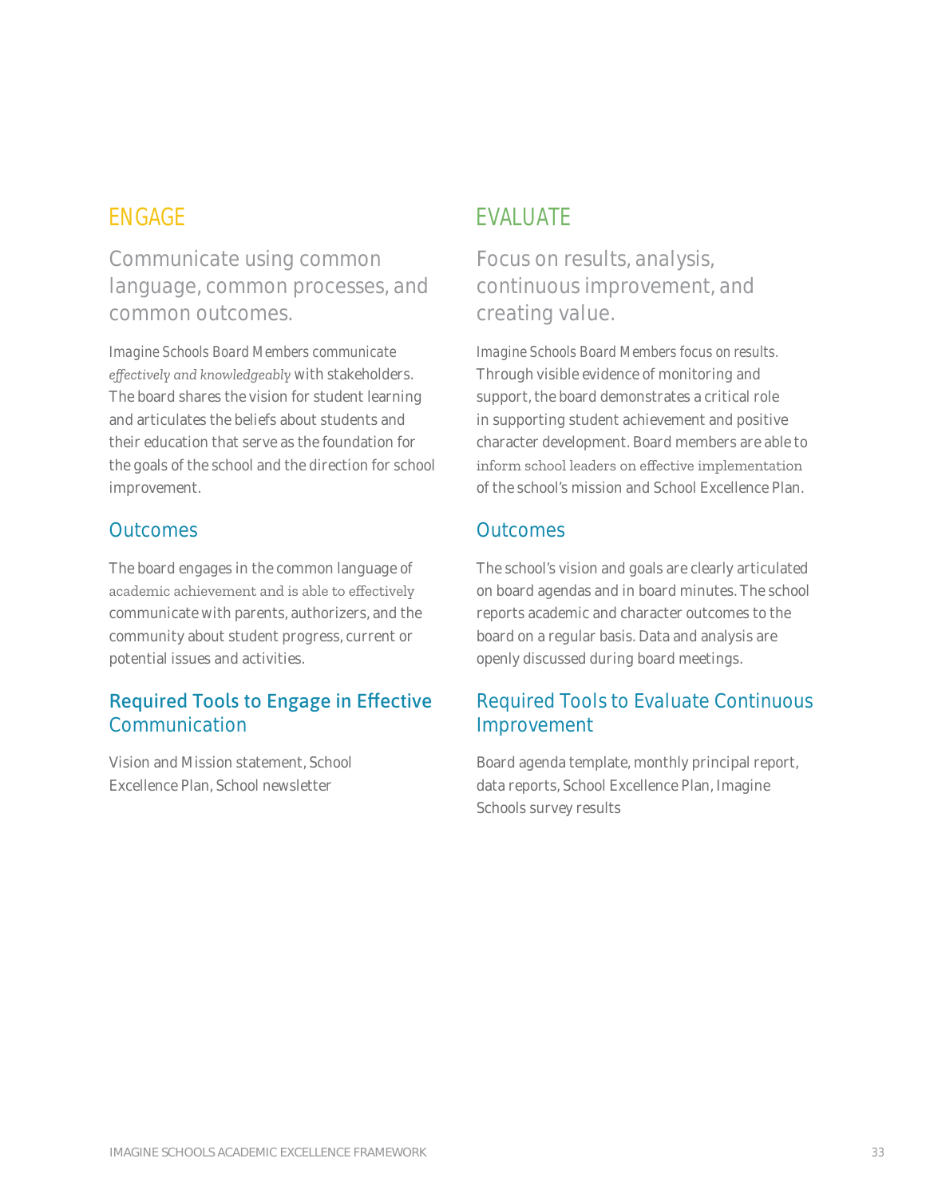## ENGAGE

### Communicate using common language, common processes, and common outcomes.

*Imagine Schools Board Members communicate effectively and knowledgeably* with stakeholders. The board shares the vision for student learning and articulates the beliefs about students and their education that serve as the foundation for the goals of the school and the direction for school improvement.

#### Outcomes

The board engages in the common language of academic achievement and is able to effectively communicate with parents, authorizers, and the community about student progress, current or potential issues and activities.

#### Required Tools to Engage in Effective Communication

Vision and Mission statement, School Excellence Plan, School newsletter

## EVALUATE

### Focus on results, analysis, continuous improvement, and creating value.

*Imagine Schools Board Members focus on results.* Through visible evidence of monitoring and support, the board demonstrates a critical role in supporting student achievement and positive character development. Board members are able to inform school leaders on effective implementation of the school's mission and School Excellence Plan.

#### Outcomes

The school's vision and goals are clearly articulated on board agendas and in board minutes. The school reports academic and character outcomes to the board on a regular basis. Data and analysis are openly discussed during board meetings.

#### Required Tools to Evaluate Continuous Improvement

Board agenda template, monthly principal report, data reports, School Excellence Plan, Imagine Schools survey results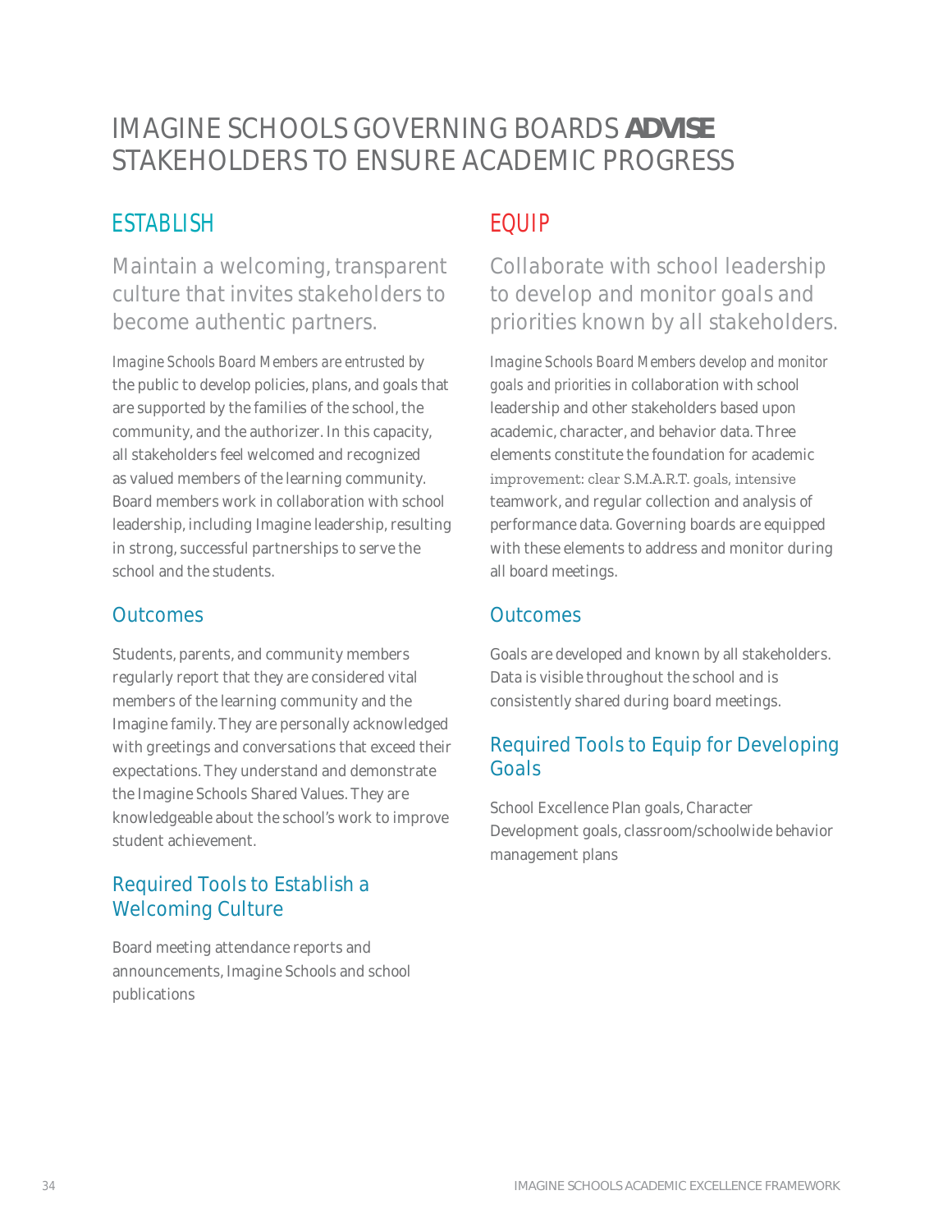# IMAGINE SCHOOLS GOVERNING BOARDS **ADVISE** STAKEHOLDERS TO ENSURE ACADEMIC PROGRESS

## ESTABLISH

### Maintain a welcoming, transparent culture that invites stakeholders to become authentic partners.

*Imagine Schools Board Members are entrusted* by the public to develop policies, plans, and goals that are supported by the families of the school, the community, and the authorizer. In this capacity, all stakeholders feel welcomed and recognized as valued members of the learning community. Board members work in collaboration with school leadership, including Imagine leadership, resulting in strong, successful partnerships to serve the school and the students.

### Outcomes

Students, parents, and community members regularly report that they are considered vital members of the learning community and the Imagine family. They are personally acknowledged with greetings and conversations that exceed their expectations. They understand and demonstrate the Imagine Schools Shared Values. They are knowledgeable about the school's work to improve student achievement.

### Required Tools to Establish a Welcoming Culture

Board meeting attendance reports and announcements, Imagine Schools and school publications

## EQUIP

### Collaborate with school leadership to develop and monitor goals and priorities known by all stakeholders.

*Imagine Schools Board Members develop and monitor goals and priorities* in collaboration with school leadership and other stakeholders based upon academic, character, and behavior data. Three elements constitute the foundation for academic improvement: clear S.M.A.R.T. goals, intensive teamwork, and regular collection and analysis of performance data. Governing boards are equipped with these elements to address and monitor during all board meetings.

### Outcomes

Goals are developed and known by all stakeholders. Data is visible throughout the school and is consistently shared during board meetings.

### Required Tools to Equip for Developing Goals

School Excellence Plan goals, Character Development goals, classroom/schoolwide behavior management plans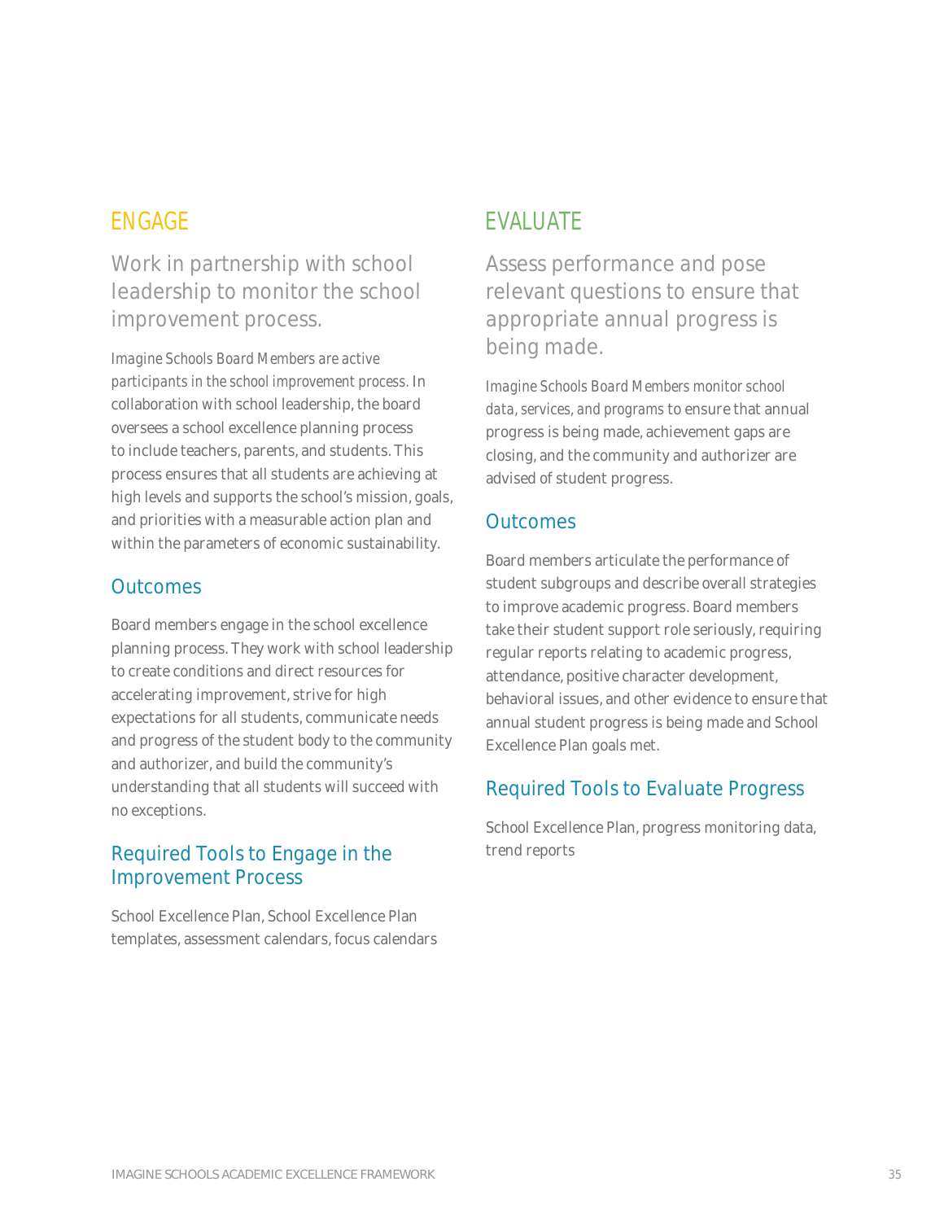## ENGAGE

### Work in partnership with school leadership to monitor the school improvement process.

*Imagine Schools Board Members are active participants in the school improvement process.* In collaboration with school leadership, the board oversees a school excellence planning process to include teachers, parents, and students. This process ensures that all students are achieving at high levels and supports the school's mission, goals, and priorities with a measurable action plan and within the parameters of economic sustainability.

### Outcomes

Board members engage in the school excellence planning process. They work with school leadership to create conditions and direct resources for accelerating improvement, strive for high expectations for all students, communicate needs and progress of the student body to the community and authorizer, and build the community's understanding that all students will succeed with no exceptions.

### Required Tools to Engage in the Improvement Process

School Excellence Plan, School Excellence Plan templates, assessment calendars, focus calendars

## EVALUATE

### Assess performance and pose relevant questions to ensure that appropriate annual progress is being made.

*Imagine Schools Board Members monitor school data, services, and programs* to ensure that annual progress is being made, achievement gaps are closing, and the community and authorizer are advised of student progress.

### Outcomes

Board members articulate the performance of student subgroups and describe overall strategies to improve academic progress. Board members take their student support role seriously, requiring regular reports relating to academic progress, attendance, positive character development, behavioral issues, and other evidence to ensure that annual student progress is being made and School Excellence Plan goals met.

### Required Tools to Evaluate Progress

School Excellence Plan, progress monitoring data, trend reports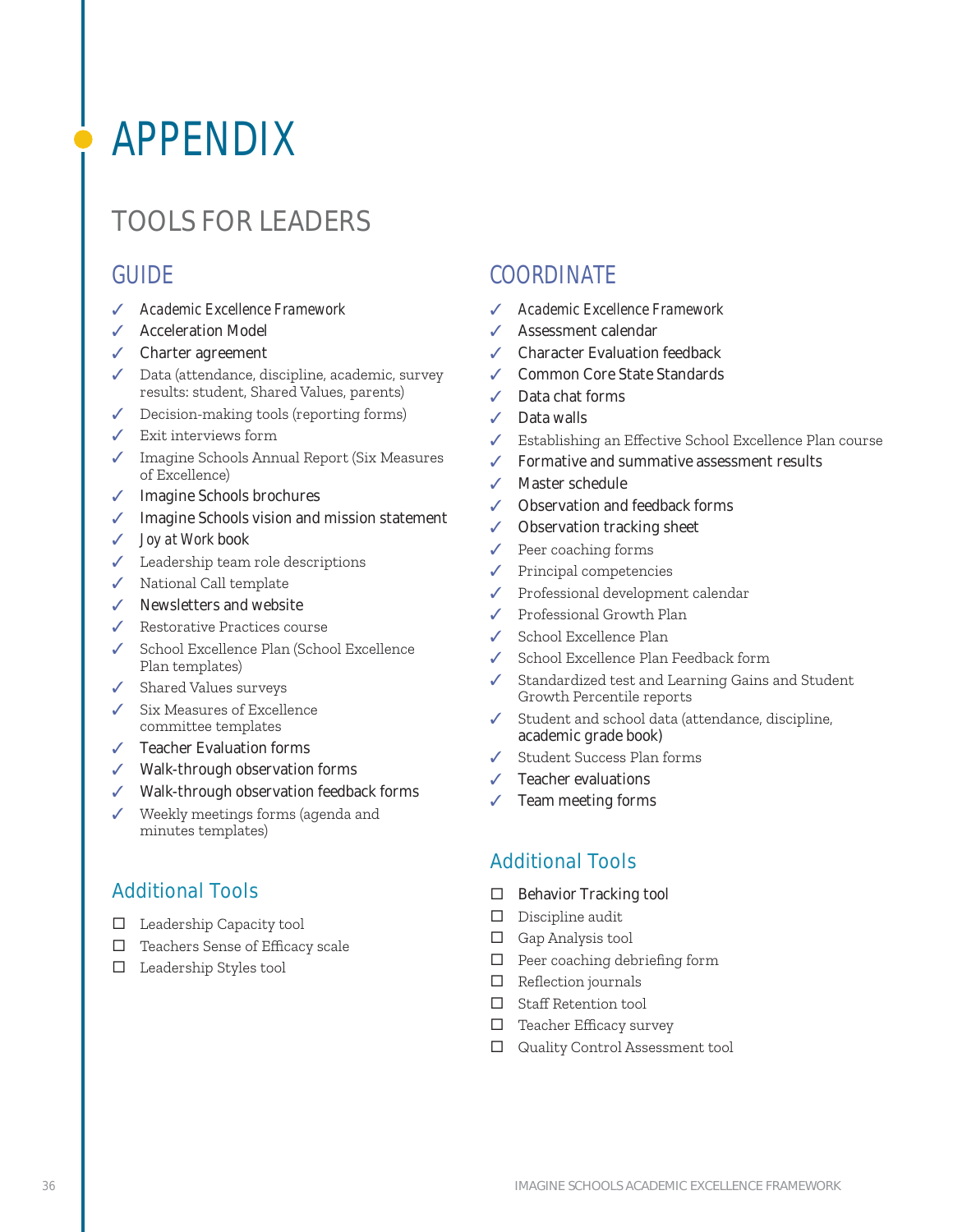# APPENDIX

## TOOLS FOR LEADERS

### GUIDE

- ✓ *Academic Excellence Framework*
- ✓ Acceleration Model
- ✓ Charter agreement
- ✓ Data (attendance, discipline, academic, survey results: student, Shared Values, parents)
- ✓ Decision-making tools (reporting forms)
- ✓ Exit interviews form
- ✓ Imagine Schools Annual Report (Six Measures of Excellence)
- ✓ Imagine Schools brochures
- ✓ Imagine Schools vision and mission statement
- ✓ *Joy at Work* book
- ✓ Leadership team role descriptions
- ✓ National Call template
- ✓ Newsletters and website
- ✓ Restorative Practices course
- ✓ School Excellence Plan (School Excellence Plan templates)
- ✓ Shared Values surveys
- ✓ Six Measures of Excellence committee templates
- ✓ Teacher Evaluation forms
- ✓ Walk-through observation forms
- ✓ Walk-through observation feedback forms
- ✓ Weekly meetings forms (agenda and minutes templates)

#### Additional Tools

- ☐ Leadership Capacity tool
- ☐ Teachers Sense of Efficacy scale
- ☐ Leadership Styles tool

### COORDINATE

- ✓ *Academic Excellence Framework*
- ✓ Assessment calendar
- ✓ Character Evaluation feedback
- ✓ Common Core State Standards
- ✓ Data chat forms
- ✓ Data walls
- ✓ Establishing an Effective School Excellence Plan course
- ✓ Formative and summative assessment results
- ✓ Master schedule
- ✓ Observation and feedback forms
- ✓ Observation tracking sheet
- ✓ Peer coaching forms
- ✓ Principal competencies
- ✓ Professional development calendar
- ✓ Professional Growth Plan
- ✓ School Excellence Plan
- ✓ School Excellence Plan Feedback form
- ✓ Standardized test and Learning Gains and Student Growth Percentile reports
- ✓ Student and school data (attendance, discipline, academic grade book)
- ✓ Student Success Plan forms
- ✓ Teacher evaluations
- ✓ Team meeting forms

#### Additional Tools

- ☐ Behavior Tracking tool
- ☐ Discipline audit
- ☐ Gap Analysis tool
- ☐ Peer coaching debriefing form
- ☐ Reflection journals
- ☐ Staff Retention tool
- ☐ Teacher Efficacy survey
- ☐ Quality Control Assessment tool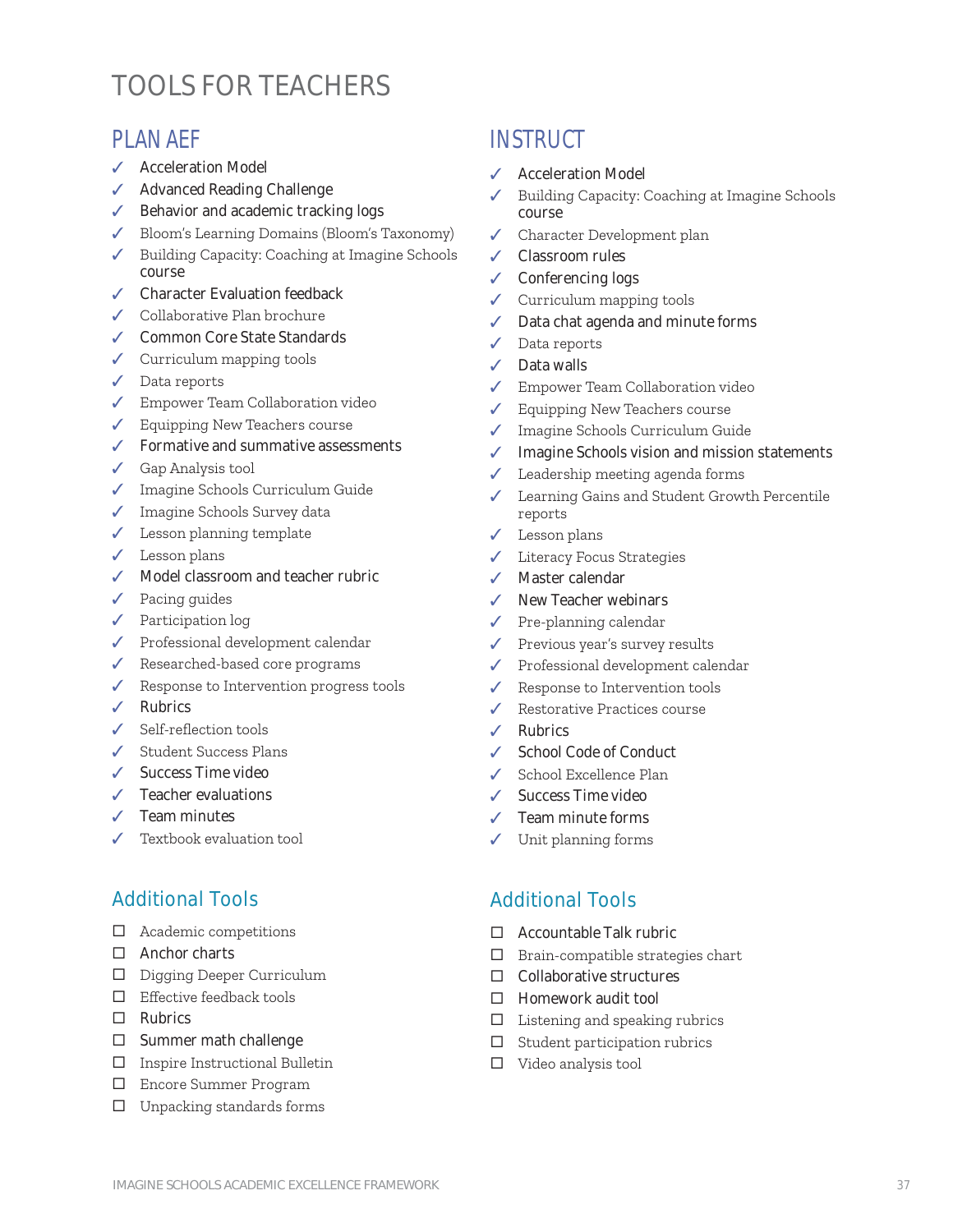# TOOLS FOR TEACHERS

## PLAN AEF

- ✓ Acceleration Model
- ✓ Advanced Reading Challenge
- ✓ Behavior and academic tracking logs
- ✓ Bloom's Learning Domains (Bloom's Taxonomy)
- ✓ Building Capacity: Coaching at Imagine Schools course
- ✓ Character Evaluation feedback
- ✓ Collaborative Plan brochure
- ✓ Common Core State Standards
- ✓ Curriculum mapping tools
- ✓ Data reports
- ✓ Empower Team Collaboration video
- ✓ Equipping New Teachers course
- ✓ Formative and summative assessments
- ✓ Gap Analysis tool
- ✓ Imagine Schools Curriculum Guide
- ✓ Imagine Schools Survey data
- ✓ Lesson planning template
- ✓ Lesson plans
- ✓ Model classroom and teacher rubric
- ✓ Pacing guides
- ✓ Participation log
- ✓ Professional development calendar
- ✓ Researched-based core programs
- ✓ Response to Intervention progress tools
- ✓ Rubrics
- ✓ Self-reflection tools
- ✓ Student Success Plans
- ✓ Success Time video
- ✓ Teacher evaluations
- ✓ Team minutes
- ✓ Textbook evaluation tool

### Additional Tools

- ☐ Academic competitions
- ☐ Anchor charts
- ☐ Digging Deeper Curriculum
- ☐ Effective feedback tools
- ☐ Rubrics
- ☐ Summer math challenge
- ☐ Inspire Instructional Bulletin
- ☐ Encore Summer Program
- ☐ Unpacking standards forms

## INSTRUCT

- ✓ Acceleration Model
- ✓ Building Capacity: Coaching at Imagine Schools course
- ✓ Character Development plan
- ✓ Classroom rules
- ✓ Conferencing logs
- ✓ Curriculum mapping tools
- ✓ Data chat agenda and minute forms
- ✓ Data reports
- ✓ Data walls
- ✓ Empower Team Collaboration video
- ✓ Equipping New Teachers course
- ✓ Imagine Schools Curriculum Guide
- ✓ Imagine Schools vision and mission statements
- ✓ Leadership meeting agenda forms
- ✓ Learning Gains and Student Growth Percentile reports
- ✓ Lesson plans
- ✓ Literacy Focus Strategies
- ✓ Master calendar
- ✓ New Teacher webinars
- ✓ Pre-planning calendar
- ✓ Previous year's survey results
- ✓ Professional development calendar
- ✓ Response to Intervention tools
- ✓ Restorative Practices course
- ✓ Rubrics
- ✓ School Code of Conduct
- ✓ School Excellence Plan
- ✓ Success Time video
- ✓ Team minute forms
- ✓ Unit planning forms

### Additional Tools

- ☐ Accountable Talk rubric
- ☐ Brain-compatible strategies chart
- ☐ Collaborative structures
- ☐ Homework audit tool
- ☐ Listening and speaking rubrics
- ☐ Student participation rubrics
- ☐ Video analysis tool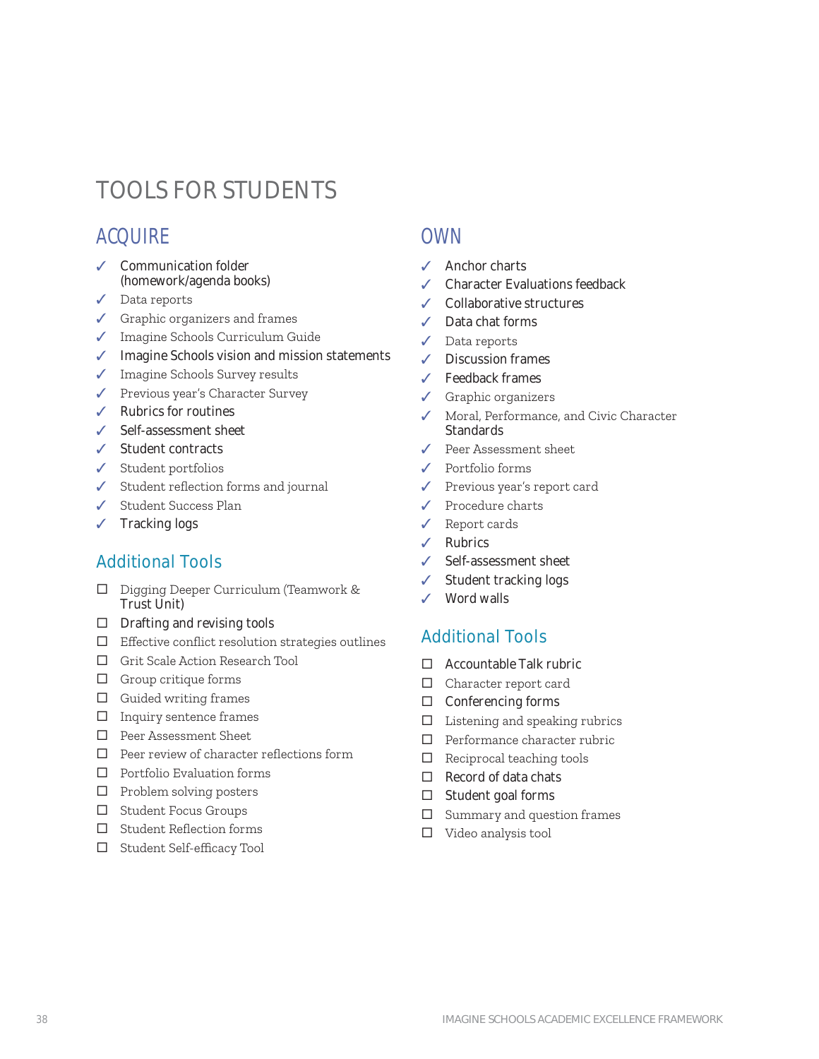# TOOLS FOR STUDENTS

## ACQUIRE

- ✓ Communication folder (homework/agenda books)
- ✓ Data reports
- ✓ Graphic organizers and frames
- ✓ Imagine Schools Curriculum Guide
- ✓ Imagine Schools vision and mission statements
- ✓ Imagine Schools Survey results
- ✓ Previous year's Character Survey
- ✓ Rubrics for routines
- ✓ Self-assessment sheet
- ✓ Student contracts
- ✓ Student portfolios
- ✓ Student reflection forms and journal
- ✓ Student Success Plan
- ✓ Tracking logs

### Additional Tools

- ☐ Digging Deeper Curriculum (Teamwork & Trust Unit)
- ☐ Drafting and revising tools
- ☐ Effective conflict resolution strategies outlines
- ☐ Grit Scale Action Research Tool
- ☐ Group critique forms
- ☐ Guided writing frames
- ☐ Inquiry sentence frames
- ☐ Peer Assessment Sheet
- ☐ Peer review of character reflections form
- ☐ Portfolio Evaluation forms
- ☐ Problem solving posters
- ☐ Student Focus Groups
- ☐ Student Reflection forms
- ☐ Student Self-efficacy Tool

## OWN

- ✓ Anchor charts
- ✓ Character Evaluations feedback
- ✓ Collaborative structures
- ✓ Data chat forms
- ✓ Data reports
- ✓ Discussion frames
- ✓ Feedback frames
- ✓ Graphic organizers
- ✓ Moral, Performance, and Civic Character Standards
- ✓ Peer Assessment sheet
- ✓ Portfolio forms
- ✓ Previous year's report card
- ✓ Procedure charts
- ✓ Report cards
- ✓ Rubrics
- ✓ Self-assessment sheet
- ✓ Student tracking logs
- ✓ Word walls

### Additional Tools

- ☐ Accountable Talk rubric
- ☐ Character report card
- ☐ Conferencing forms
- ☐ Listening and speaking rubrics
- ☐ Performance character rubric
- ☐ Reciprocal teaching tools
- ☐ Record of data chats
- ☐ Student goal forms
- ☐ Summary and question frames
- ☐ Video analysis tool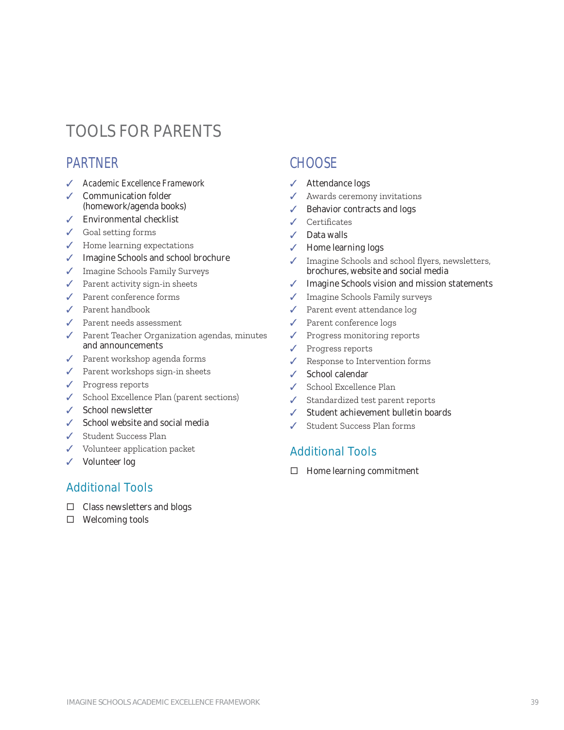# TOOLS FOR PARENTS

## PARTNER

- ✓ *Academic Excellence Framework*
- ✓ Communication folder (homework/agenda books)
- ✓ Environmental checklist
- ✓ Goal setting forms
- ✓ Home learning expectations
- ✓ Imagine Schools and school brochure
- ✓ Imagine Schools Family Surveys
- ✓ Parent activity sign-in sheets
- ✓ Parent conference forms
- ✓ Parent handbook
- ✓ Parent needs assessment
- ✓ Parent Teacher Organization agendas, minutes and announcements
- ✓ Parent workshop agenda forms
- ✓ Parent workshops sign-in sheets
- ✓ Progress reports
- ✓ School Excellence Plan (parent sections)
- ✓ School newsletter
- ✓ School website and social media
- ✓ Student Success Plan
- ✓ Volunteer application packet
- ✓ Volunteer log

### Additional Tools

- ☐ Class newsletters and blogs
- ☐ Welcoming tools

## CHOOSE

- ✓ Attendance logs
- ✓ Awards ceremony invitations
- ✓ Behavior contracts and logs
- ✓ Certificates
- ✓ Data walls
- ✓ Home learning logs
- ✓ Imagine Schools and school flyers, newsletters, brochures, website and social media
- ✓ Imagine Schools vision and mission statements
- ✓ Imagine Schools Family surveys
- ✓ Parent event attendance log
- ✓ Parent conference logs
- ✓ Progress monitoring reports
- ✓ Progress reports
- ✓ Response to Intervention forms
- ✓ School calendar
- ✓ School Excellence Plan
- ✓ Standardized test parent reports
- ✓ Student achievement bulletin boards
- ✓ Student Success Plan forms

### Additional Tools

- ☐ Home learning commitment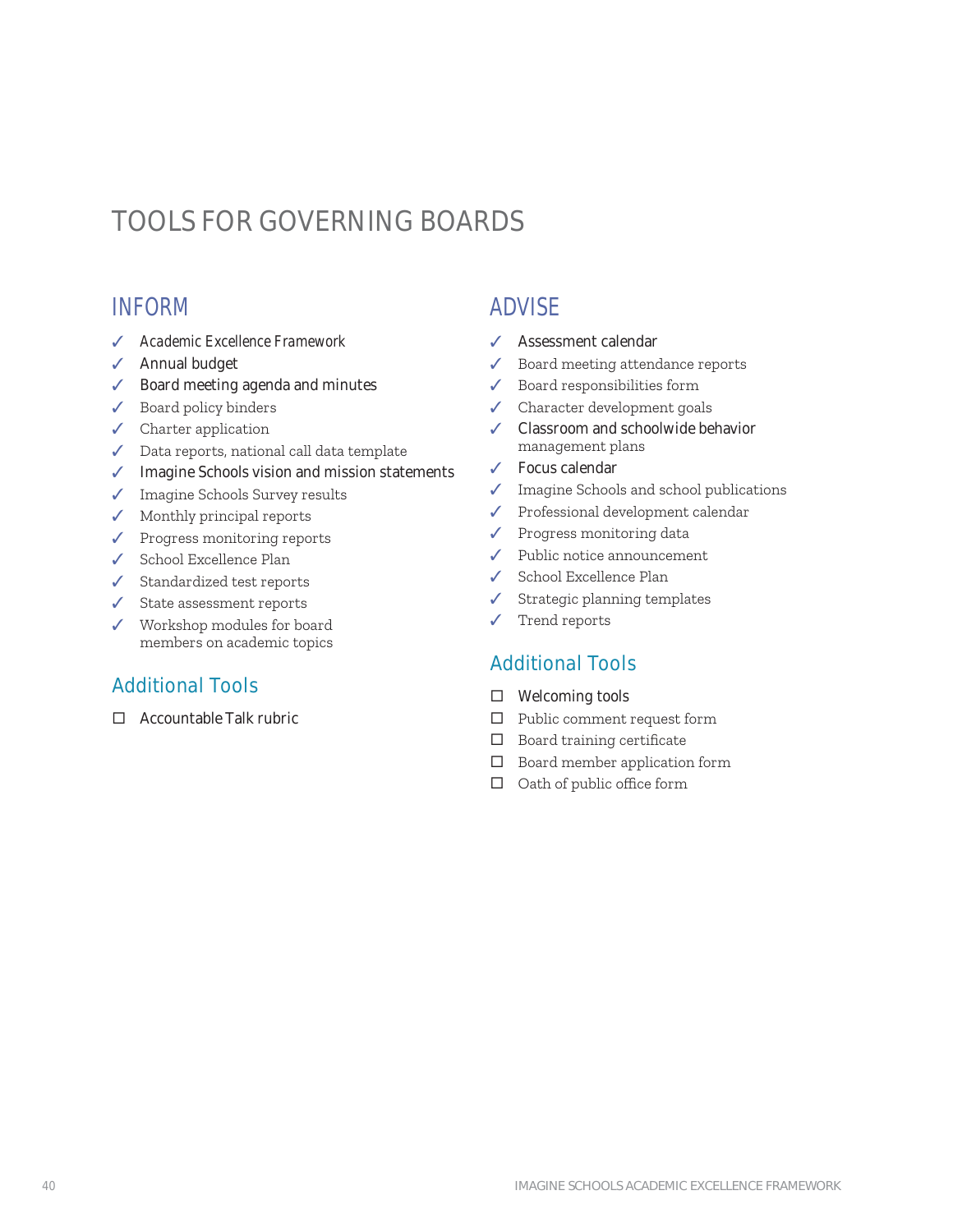# TOOLS FOR GOVERNING BOARDS

## INFORM

- ✓ *Academic Excellence Framework*
- ✓ Annual budget
- ✓ Board meeting agenda and minutes
- ✓ Board policy binders
- ✓ Charter application
- ✓ Data reports, national call data template
- ✓ Imagine Schools vision and mission statements
- ✓ Imagine Schools Survey results
- ✓ Monthly principal reports
- ✓ Progress monitoring reports
- ✓ School Excellence Plan
- ✓ Standardized test reports
- ✓ State assessment reports
- ✓ Workshop modules for board members on academic topics

### Additional Tools

- ☐ Accountable Talk rubric

## ADVISE

- ✓ Assessment calendar
- ✓ Board meeting attendance reports
- ✓ Board responsibilities form
- ✓ Character development goals
- ✓ Classroom and schoolwide behavior management plans
- ✓ Focus calendar
- ✓ Imagine Schools and school publications
- ✓ Professional development calendar
- ✓ Progress monitoring data
- ✓ Public notice announcement
- ✓ School Excellence Plan
- ✓ Strategic planning templates
- ✓ Trend reports

### Additional Tools

- ☐ Welcoming tools
- ☐ Public comment request form
- ☐ Board training certificate
- ☐ Board member application form
- ☐ Oath of public office form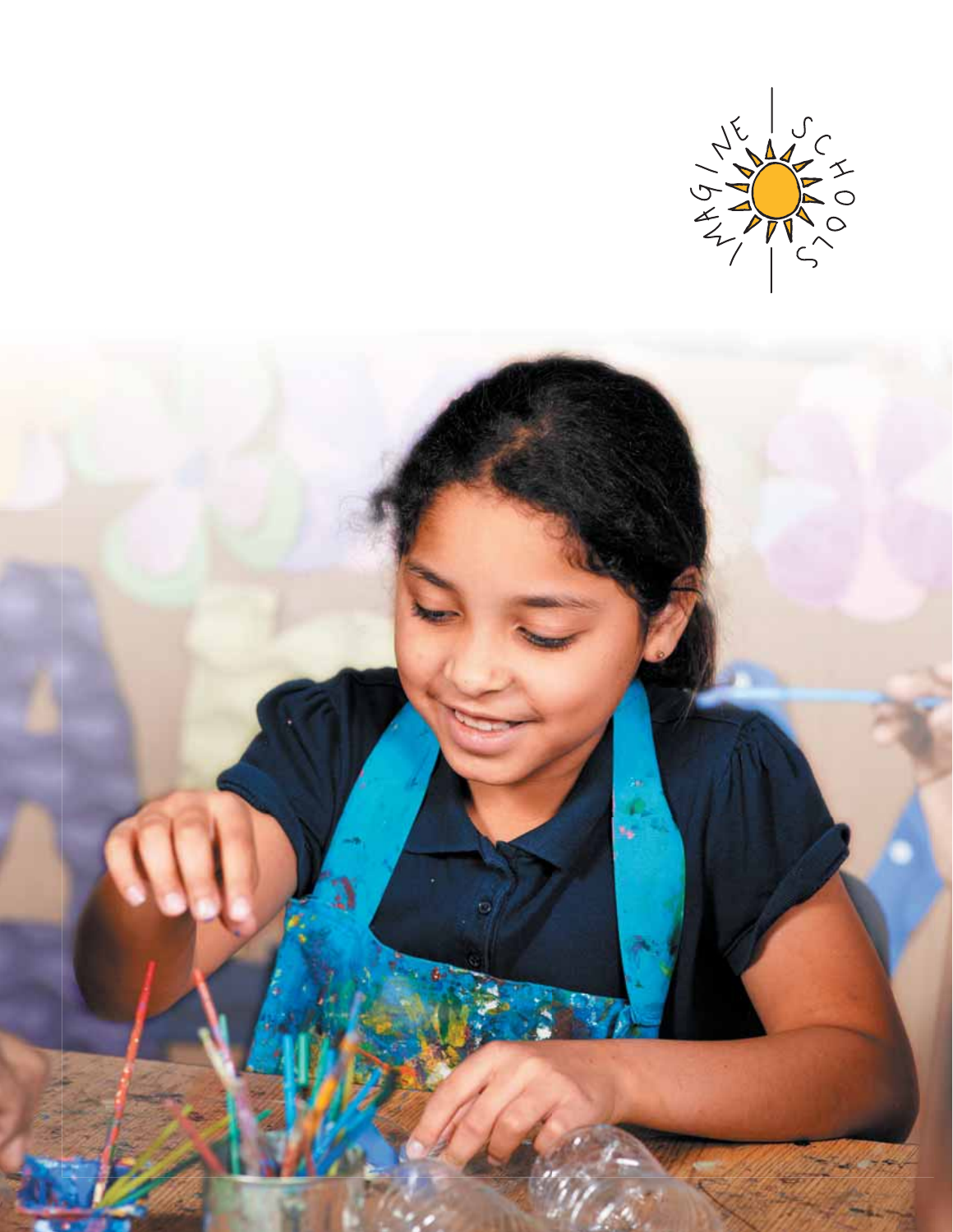IMAGINE SCHOOLS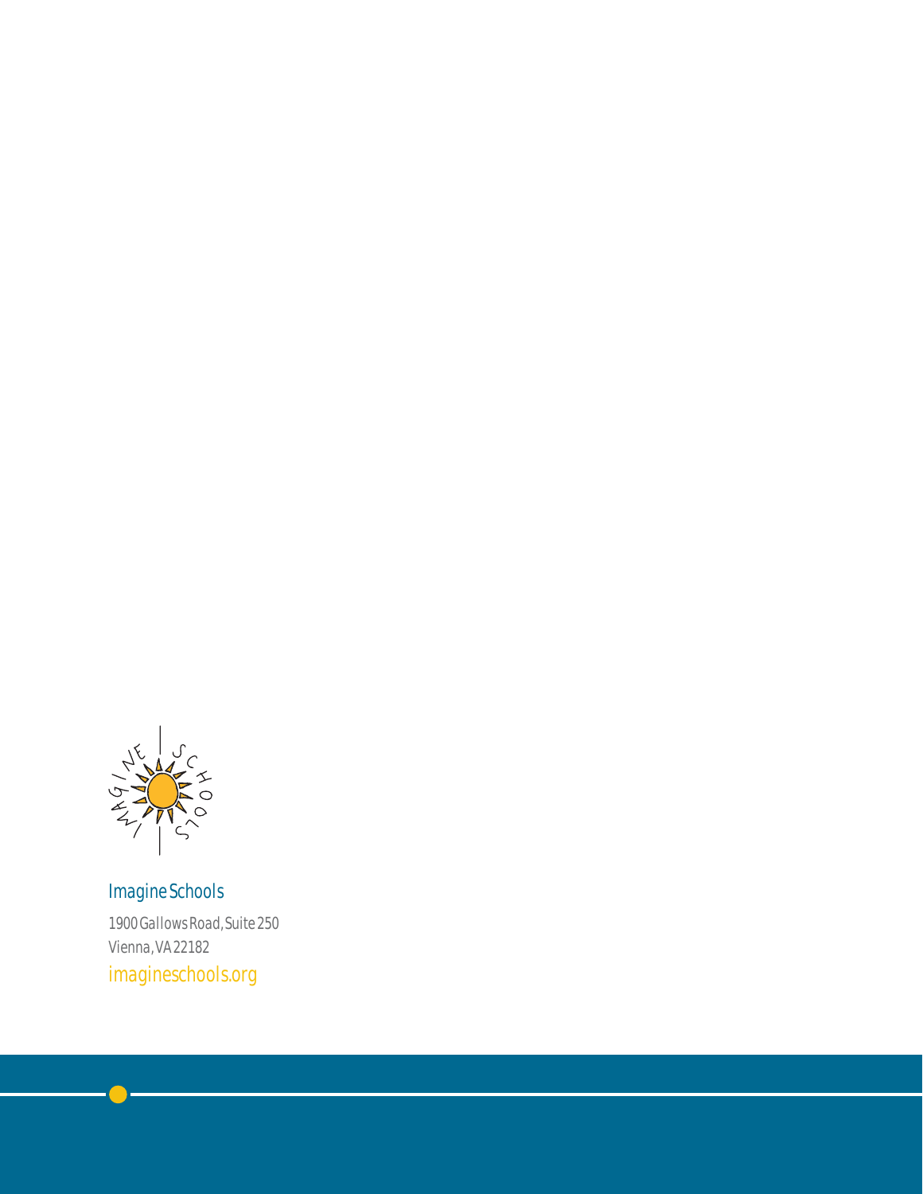Imagine Schools

1900 Gallows Road, Suite 250
Vienna, VA 22182
imagineschools.org